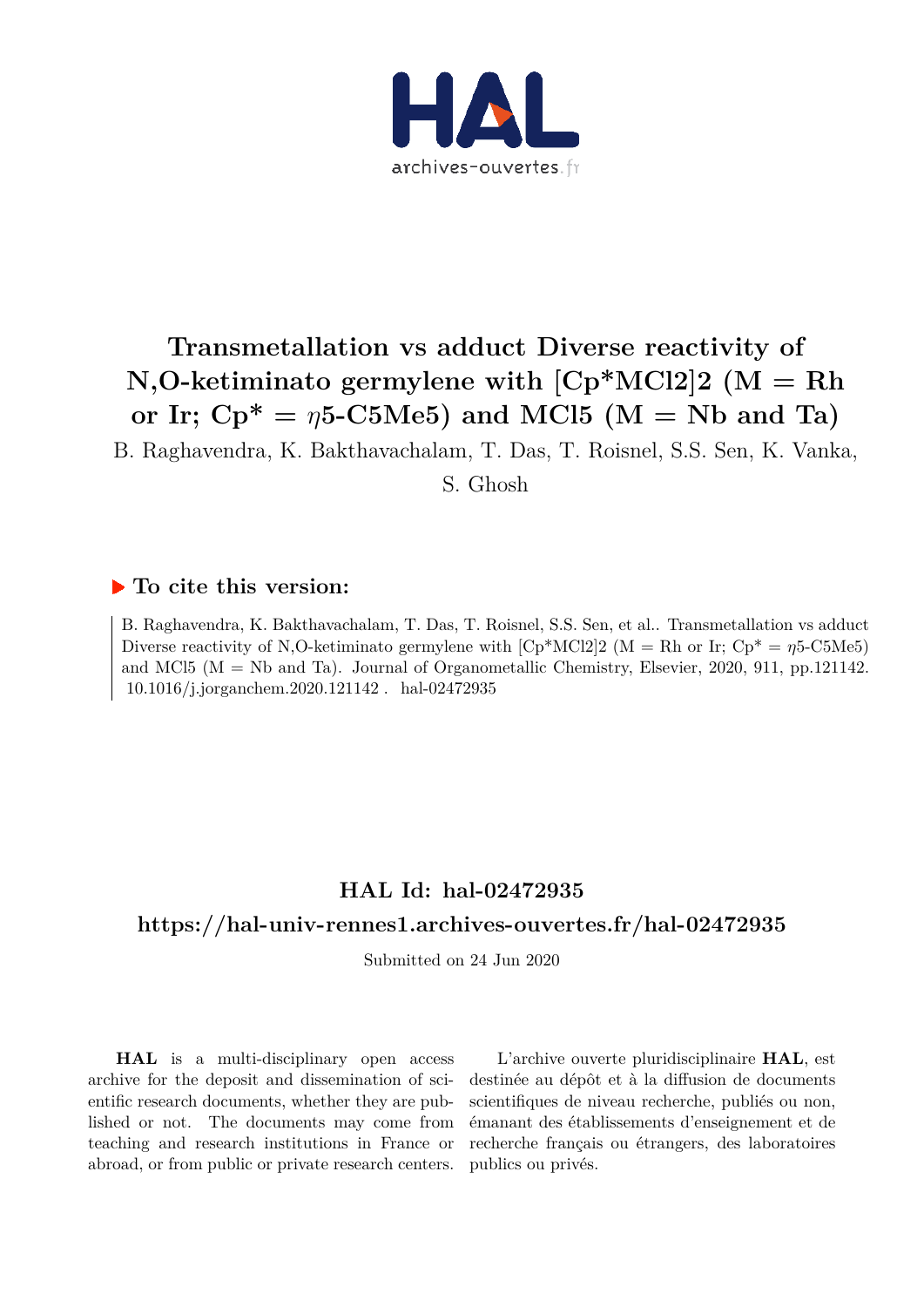# Transmetallation vs adduct Diverse reactivity of N,O-ketiminato germylene with [Cp*MCl2]2 (M = Rh or Ir; Cp* = $\eta$5-C5Me5) and MCl5 (M = Nb and Ta)

B. Raghavendra, K. Bakthavachalam, T. Das, T. Roisnel, S.S. Sen, K. Vanka, S. Ghosh

## To cite this version:

B. Raghavendra, K. Bakthavachalam, T. Das, T. Roisnel, S.S. Sen, et al.. Transmetallation vs adduct Diverse reactivity of N,O-ketiminato germylene with [Cp*MCl2]2 (M = Rh or Ir; Cp* = $\eta$5-C5Me5) and MCl5 (M = Nb and Ta). Journal of Organometallic Chemistry, Elsevier, 2020, 911, pp.121142. 10.1016/j.jorganchem.2020.121142 . hal-02472935

## HAL Id: hal-02472935

## https://hal-univ-rennes1.archives-ouvertes.fr/hal-02472935

Submitted on 24 Jun 2020

**HAL** is a multi-disciplinary open access archive for the deposit and dissemination of scientific research documents, whether they are published or not. The documents may come from teaching and research institutions in France or abroad, or from public or private research centers.

L'archive ouverte pluridisciplinaire **HAL**, est destinée au dépôt et à la diffusion de documents scientifiques de niveau recherche, publiés ou non, émanant des établissements d'enseignement et de recherche français ou étrangers, des laboratoires publics ou privés.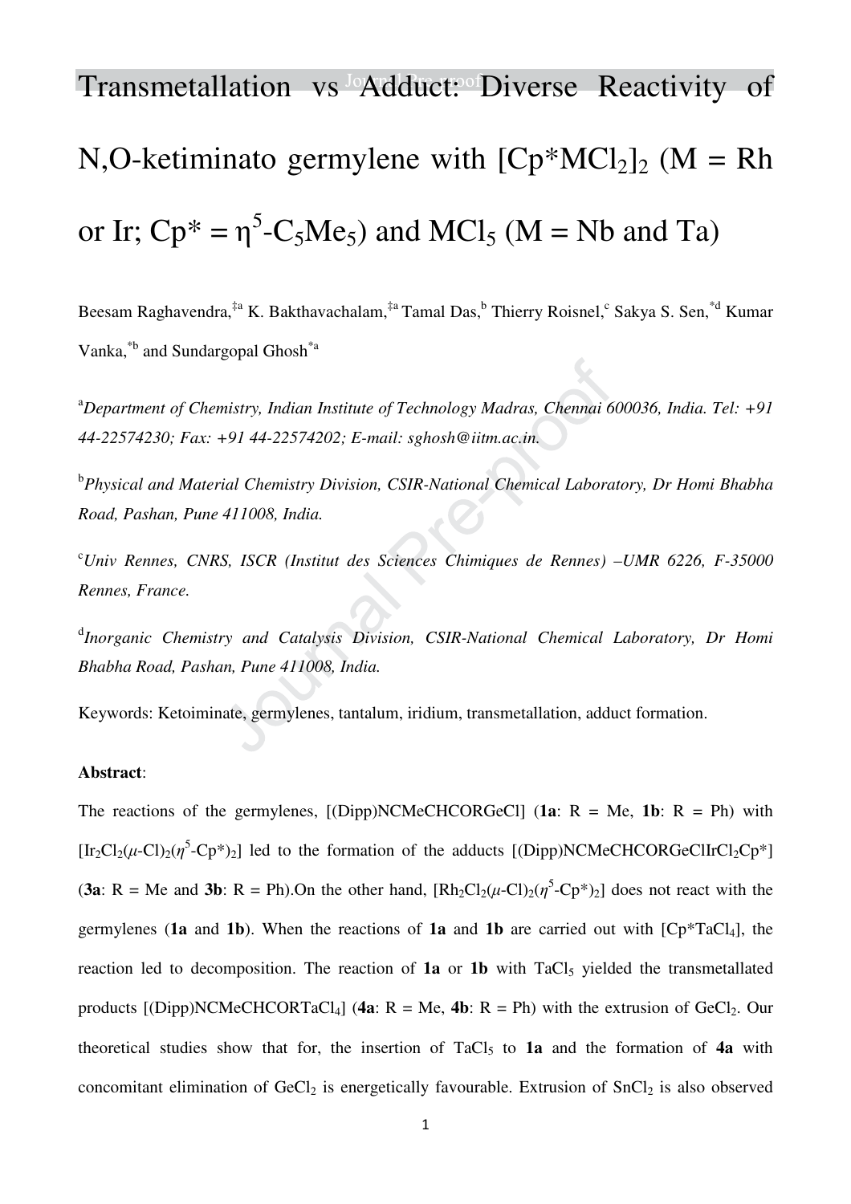# Transmetallation vs Adduct: Diverse Reactivity of N,O-ketiminato germylene with $[Cp^*MCl_2]_2$ (M = Rh or Ir; Cp* = $\eta^5$-$C_5Me_5$) and $MCl_5$ (M = Nb and Ta)

Beesam Raghavendra,[‡a] K. Bakthavachalam,[‡a] Tamal Das,[b] Thierry Roisnel,[c] Sakya S. Sen,[*d] Kumar Vanka,[*b] and Sundargopal Ghosh[*a]

[a]*Department of Chemistry, Indian Institute of Technology Madras, Chennai 600036, India. Tel: +91 44-22574230; Fax: +91 44-22574202; E-mail: sghosh@iitm.ac.in.*

[b]*Physical and Material Chemistry Division, CSIR-National Chemical Laboratory, Dr Homi Bhabha Road, Pashan, Pune 411008, India.*

[c]*Univ Rennes, CNRS, ISCR (Institut des Sciences Chimiques de Rennes) –UMR 6226, F-35000 Rennes, France.*

[d]*Inorganic Chemistry and Catalysis Division, CSIR-National Chemical Laboratory, Dr Homi Bhabha Road, Pashan, Pune 411008, India.*

Keywords: Ketoiminate, germylenes, tantalum, iridium, transmetallation, adduct formation.

**Abstract**:

The reactions of the germylenes, [(Dipp)NCMeCHCORGeCl] (**1a**: R = Me, **1b**: R = Ph) with $[Ir_2Cl_2(\mu\text{-}Cl)_2(\eta^5\text{-}Cp^*)_2]$ led to the formation of the adducts $[(Dipp)NCMeCHCORGeClIrCl_2Cp^*]$ (**3a**: R = Me and **3b**: R = Ph).On the other hand, $[Rh_2Cl_2(\mu\text{-}Cl)_2(\eta^5\text{-}Cp^*)_2]$ does not react with the germylenes (**1a** and **1b**). When the reactions of **1a** and **1b** are carried out with $[Cp^*TaCl_4]$, the reaction led to decomposition. The reaction of **1a** or **1b** with $TaCl_5$ yielded the transmetallated products $[(Dipp)NCMeCHCORTaCl_4]$ (**4a**: R = Me, **4b**: R = Ph) with the extrusion of $GeCl_2$. Our theoretical studies show that for, the insertion of $TaCl_5$ to **1a** and the formation of **4a** with concomitant elimination of $GeCl_2$ is energetically favourable. Extrusion of $SnCl_2$ is also observed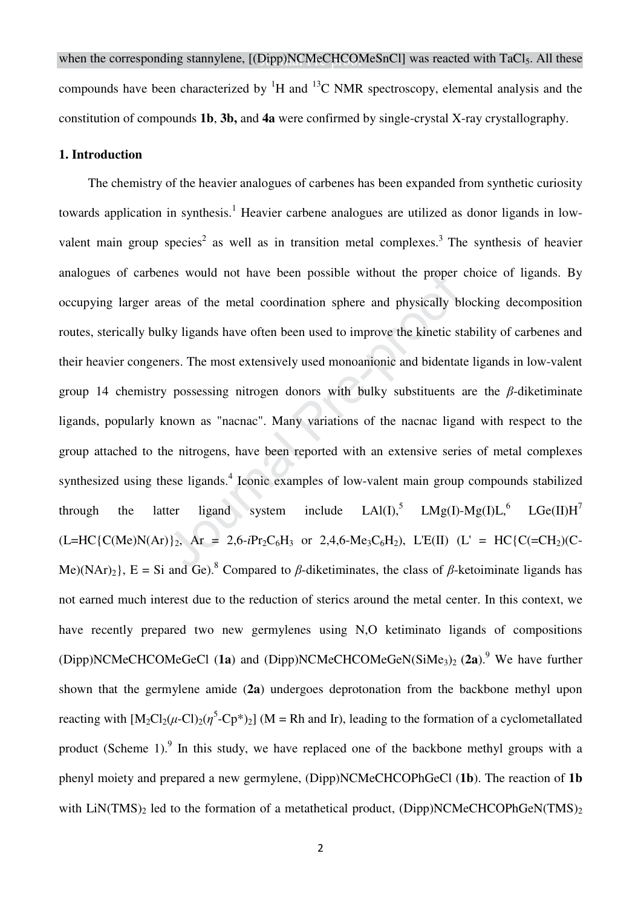when the corresponding stannylene, [(Dipp)NCMeCHCOMeSnCl] was reacted with $TaCl_5$. All these compounds have been characterized by $^{1}H$ and $^{13}C$ NMR spectroscopy, elemental analysis and the constitution of compounds **1b**, **3b,** and **4a** were confirmed by single-crystal X-ray crystallography.

## 1. Introduction

The chemistry of the heavier analogues of carbenes has been expanded from synthetic curiosity towards application in synthesis.[1] Heavier carbene analogues are utilized as donor ligands in low-valent main group species[2] as well as in transition metal complexes.[3] The synthesis of heavier analogues of carbenes would not have been possible without the proper choice of ligands. By occupying larger areas of the metal coordination sphere and physically blocking decomposition routes, sterically bulky ligands have often been used to improve the kinetic stability of carbenes and their heavier congeners. The most extensively used monoanionic and bidentate ligands in low-valent group 14 chemistry possessing nitrogen donors with bulky substituents are the *β*-diketiminate ligands, popularly known as "nacnac". Many variations of the nacnac ligand with respect to the group attached to the nitrogens, have been reported with an extensive series of metal complexes synthesized using these ligands.[4] Iconic examples of low-valent main group compounds stabilized through the latter ligand system include LAl(I),[5] LMg(I)-Mg(I)L,[6] LGe(II)H[7] (L=HC{C(Me)N(Ar)}$_2$, Ar = 2,6-*i*Pr$_2$C$_6$H$_3$ or 2,4,6-Me$_3$C$_6$H$_2$), L'E(II) (L' = HC{C(=CH$_2$)(C-Me)(NAr)$_2$}, E = Si and Ge).[8] Compared to *β*-diketiminates, the class of *β*-ketoiminate ligands has not earned much interest due to the reduction of sterics around the metal center. In this context, we have recently prepared two new germylenes using N,O ketiminato ligands of compositions (Dipp)NCMeCHCOMeGeCl (**1a**) and (Dipp)NCMeCHCOMeGeN(SiMe$_3$)$_2$ (**2a**).[9] We have further shown that the germylene amide (**2a**) undergoes deprotonation from the backbone methyl upon reacting with [M$_2$Cl$_2$($\mu$-Cl)$_2$($\eta^5$-Cp*)$_2$] (M = Rh and Ir), leading to the formation of a cyclometallated product (Scheme 1).[9] In this study, we have replaced one of the backbone methyl groups with a phenyl moiety and prepared a new germylene, (Dipp)NCMeCHCOPhGeCl (**1b**). The reaction of **1b** with LiN(TMS)$_2$ led to the formation of a metathetical product, (Dipp)NCMeCHCOPhGeN(TMS)$_2$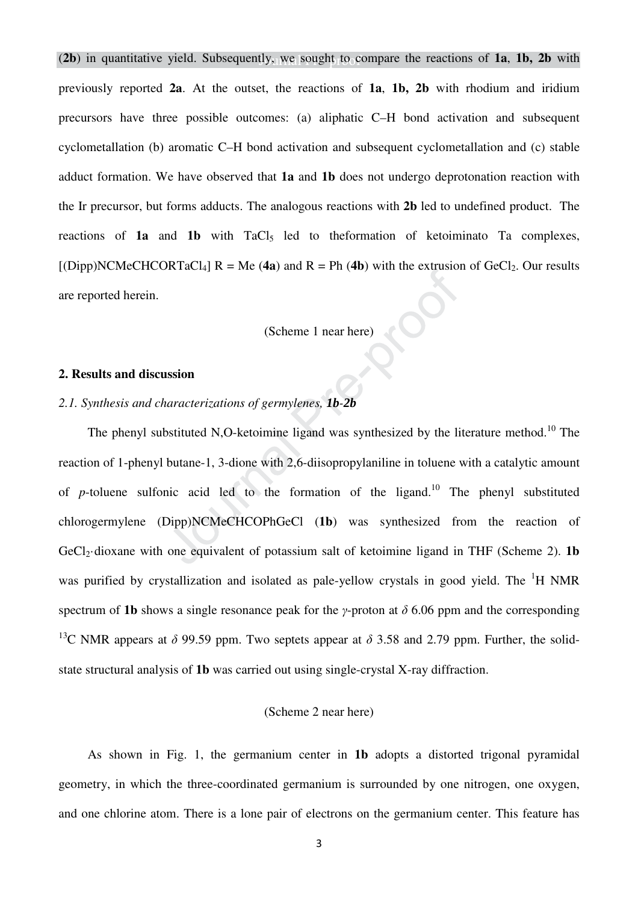(**2b**) in quantitative yield. Subsequently, we sought to compare the reactions of **1a**, **1b, 2b** with previously reported **2a**. At the outset, the reactions of **1a**, **1b, 2b** with rhodium and iridium precursors have three possible outcomes: (a) aliphatic C–H bond activation and subsequent cyclometallation (b) aromatic C–H bond activation and subsequent cyclometallation and (c) stable adduct formation. We have observed that **1a** and **1b** does not undergo deprotonation reaction with the Ir precursor, but forms adducts. The analogous reactions with **2b** led to undefined product. The reactions of **1a** and **1b** with $TaCl_5$ led to theformation of ketoiminato Ta complexes, [(Dipp)NCMeCHCORTa$Cl_4$] R = Me (**4a**) and R = Ph (**4b**) with the extrusion of $GeCl_2$. Our results are reported herein.

(Scheme 1 near here)

## 2. Results and discussion

### *2.1. Synthesis and characterizations of germylenes, **1b**-**2b***

The phenyl substituted N,O-ketoimine ligand was synthesized by the literature method.[10] The reaction of 1-phenyl butane-1, 3-dione with 2,6-diisopropylaniline in toluene with a catalytic amount of *p*-toluene sulfonic acid led to the formation of the ligand.[10] The phenyl substituted chlorogermylene (Dipp)NCMeCHCOPhGeCl (**1b**) was synthesized from the reaction of $GeCl_2$·dioxane with one equivalent of potassium salt of ketoimine ligand in THF (Scheme 2). **1b** was purified by crystallization and isolated as pale-yellow crystals in good yield. The $^1$H NMR spectrum of **1b** shows a single resonance peak for the $\gamma$-proton at $\delta$ 6.06 ppm and the corresponding $^{13}$C NMR appears at $\delta$ 99.59 ppm. Two septets appear at $\delta$ 3.58 and 2.79 ppm. Further, the solid-state structural analysis of **1b** was carried out using single-crystal X-ray diffraction.

(Scheme 2 near here)

As shown in Fig. 1, the germanium center in **1b** adopts a distorted trigonal pyramidal geometry, in which the three-coordinated germanium is surrounded by one nitrogen, one oxygen, and one chlorine atom. There is a lone pair of electrons on the germanium center. This feature has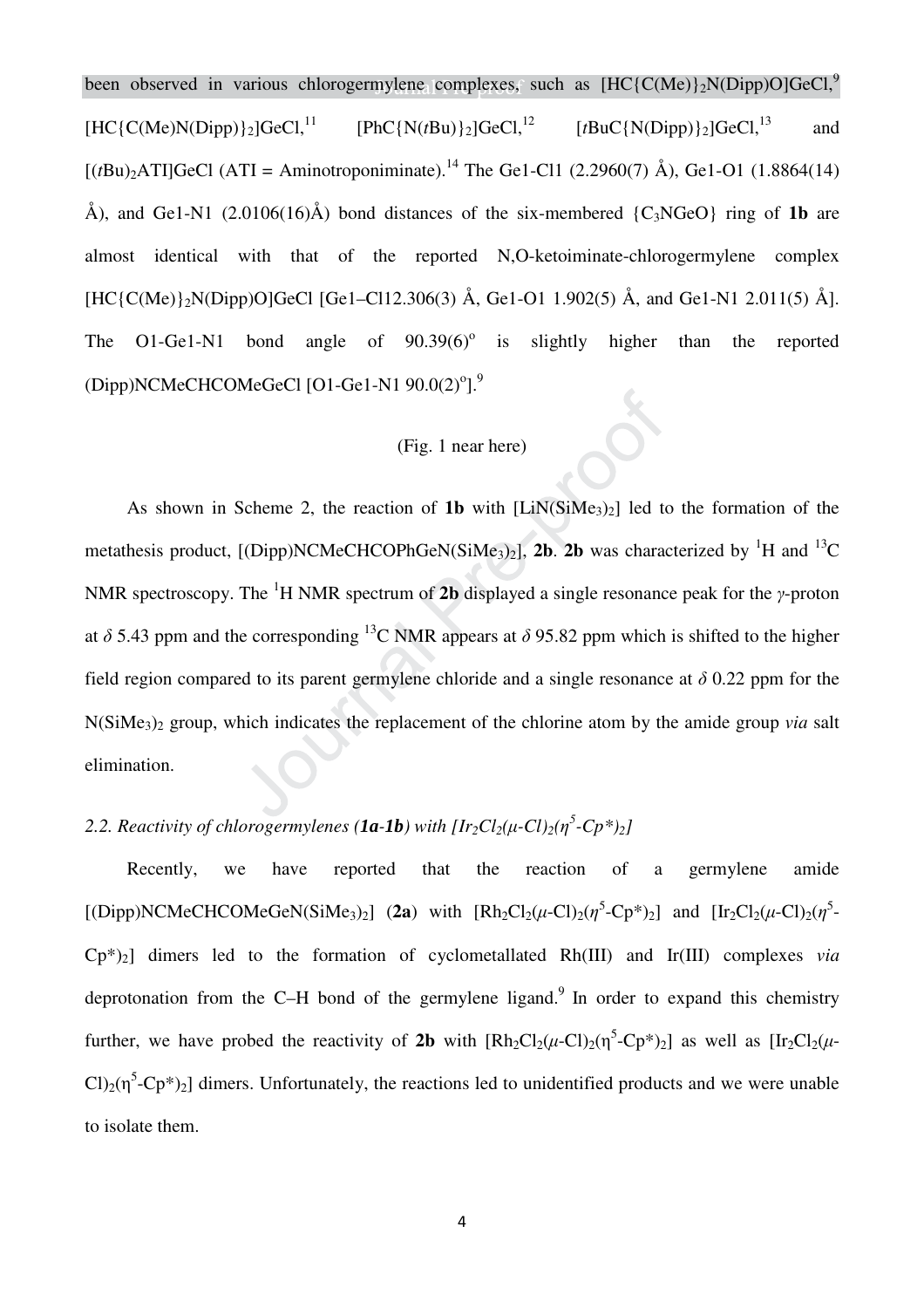been observed in various chlorogermylene complexes, such as $[HC\{C(Me)\}_2N(Dipp)O]GeCl$,[9] $[HC\{C(Me)N(Dipp)\}_2]GeCl$,[11] $[PhC\{N(tBu)\}_2]GeCl$,[12] $[tBuC\{N(Dipp)\}_2]GeCl$,[13] and $[(tBu)_2ATI]GeCl$ (ATI = Aminotroponiminate).[14] The Ge1-Cl1 (2.2960(7) Å), Ge1-O1 (1.8864(14) Å), and Ge1-N1 (2.0106(16)Å) bond distances of the six-membered $\{C_3NGeO\}$ ring of **1b** are almost identical with that of the reported N,O-ketoiminate-chlorogermylene complex $[HC\{C(Me)\}_2N(Dipp)O]GeCl$ [Ge1–Cl12.306(3) Å, Ge1-O1 1.902(5) Å, and Ge1-N1 2.011(5) Å]. The O1-Ge1-N1 bond angle of 90.39(6)$^o$ is slightly higher than the reported (Dipp)NCMeCHCOMeGeCl [O1-Ge1-N1 90.0(2)$^o$].[9]

(Fig. 1 near here)

As shown in Scheme 2, the reaction of **1b** with $[LiN(SiMe_3)_2]$ led to the formation of the metathesis product, $[(Dipp)NCMeCHCOPhGeN(SiMe_3)_2]$, **2b**. **2b** was characterized by $^1H$ and $^{13}C$ NMR spectroscopy. The $^1H$ NMR spectrum of **2b** displayed a single resonance peak for the *γ*-proton at $\delta$ 5.43 ppm and the corresponding $^{13}C$ NMR appears at $\delta$ 95.82 ppm which is shifted to the higher field region compared to its parent germylene chloride and a single resonance at $\delta$ 0.22 ppm for the $N(SiMe_3)_2$ group, which indicates the replacement of the chlorine atom by the amide group *via* salt elimination.

### 2.2. Reactivity of chlorogermylenes (*1a-1b*) with $[Ir_2Cl_2(\mu\text{-}Cl)_2(\eta^5\text{-}Cp^*)_2]$

Recently, we have reported that the reaction of a germylene amide $[(Dipp)NCMeCHCOMeGeN(SiMe_3)_2]$ (**2a**) with $[Rh_2Cl_2(\mu\text{-}Cl)_2(\eta^5\text{-}Cp^*)_2]$ and $[Ir_2Cl_2(\mu\text{-}Cl)_2(\eta^5\text{-}Cp^*)_2]$ dimers led to the formation of cyclometallated Rh(III) and Ir(III) complexes *via* deprotonation from the C–H bond of the germylene ligand.[9] In order to expand this chemistry further, we have probed the reactivity of **2b** with $[Rh_2Cl_2(\mu\text{-}Cl)_2(\eta^5\text{-}Cp^*)_2]$ as well as $[Ir_2Cl_2(\mu\text{-}Cl)_2(\eta^5\text{-}Cp^*)_2]$ dimers. Unfortunately, the reactions led to unidentified products and we were unable to isolate them.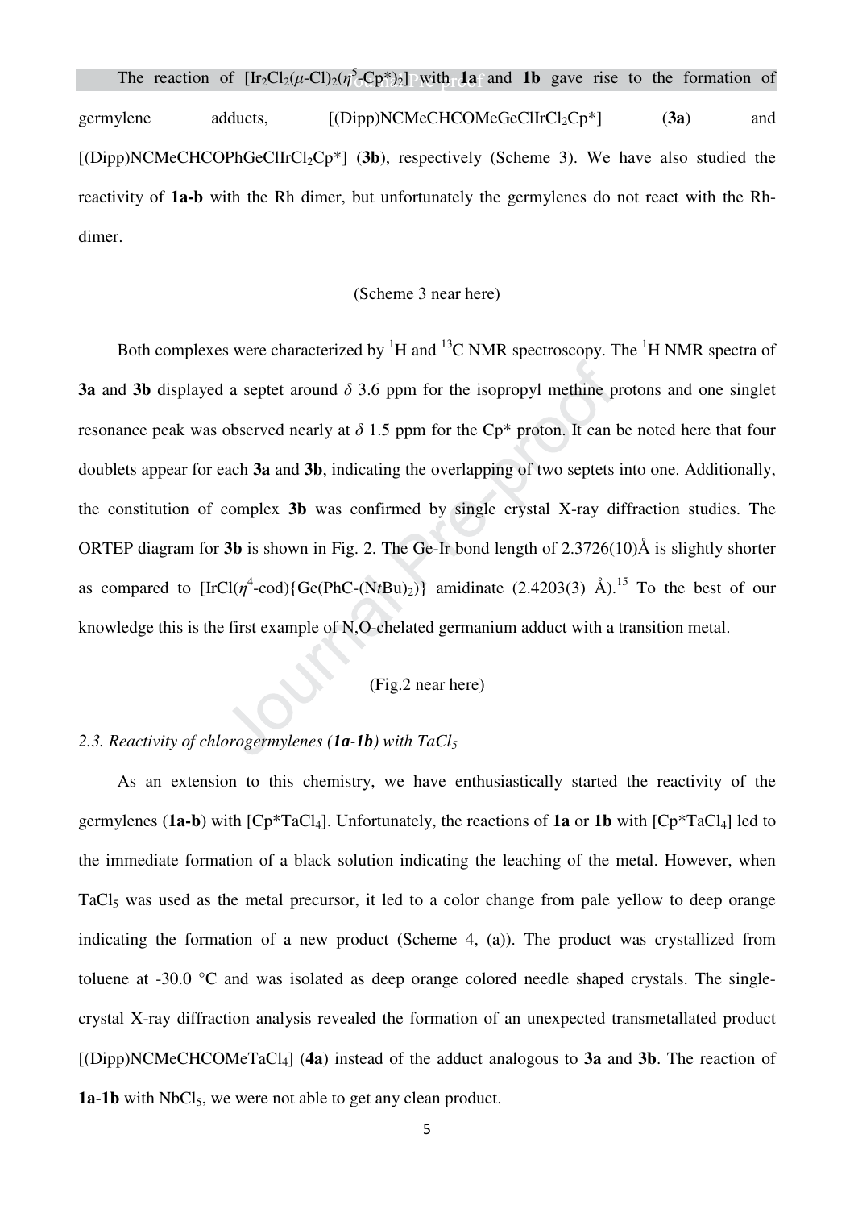The reaction of $[Ir_2Cl_2(\mu\text{-}Cl)_2(\eta^5\text{-}Cp^*)_2]$ with **1a** and **1b** gave rise to the formation of germylene adducts, [(Dipp)NCMeCHCOMeGeClIrCl$_2$Cp*] (**3a**) and [(Dipp)NCMeCHCOPhGeClIrCl$_2$Cp*] (**3b**), respectively (Scheme 3). We have also studied the reactivity of **1a-b** with the Rh dimer, but unfortunately the germylenes do not react with the Rh-dimer.

(Scheme 3 near here)

Both complexes were characterized by $^1$H and $^{13}$C NMR spectroscopy. The $^1$H NMR spectra of **3a** and **3b** displayed a septet around $\delta$ 3.6 ppm for the isopropyl methine protons and one singlet resonance peak was observed nearly at $\delta$ 1.5 ppm for the Cp* proton. It can be noted here that four doublets appear for each **3a** and **3b**, indicating the overlapping of two septets into one. Additionally, the constitution of complex **3b** was confirmed by single crystal X-ray diffraction studies. The ORTEP diagram for **3b** is shown in Fig. 2. The Ge-Ir bond length of 2.3726(10)Å is slightly shorter as compared to [IrCl($\eta^4$-cod){Ge(PhC-(N*t*Bu)$_2$)}] amidinate (2.4203(3) Å).[15] To the best of our knowledge this is the first example of N,O-chelated germanium adduct with a transition metal.

(Fig.2 near here)

### *2.3. Reactivity of chlorogermylenes (**1a-1b**) with TaCl$_5$*

As an extension to this chemistry, we have enthusiastically started the reactivity of the germylenes (**1a-b**) with [Cp*TaCl$_4$]. Unfortunately, the reactions of **1a** or **1b** with [Cp*TaCl$_4$] led to the immediate formation of a black solution indicating the leaching of the metal. However, when TaCl$_5$ was used as the metal precursor, it led to a color change from pale yellow to deep orange indicating the formation of a new product (Scheme 4, (a)). The product was crystallized from toluene at -30.0 °C and was isolated as deep orange colored needle shaped crystals. The single-crystal X-ray diffraction analysis revealed the formation of an unexpected transmetallated product [(Dipp)NCMeCHCOMeTaCl$_4$] (**4a**) instead of the adduct analogous to **3a** and **3b**. The reaction of **1a**-**1b** with NbCl$_5$, we were not able to get any clean product.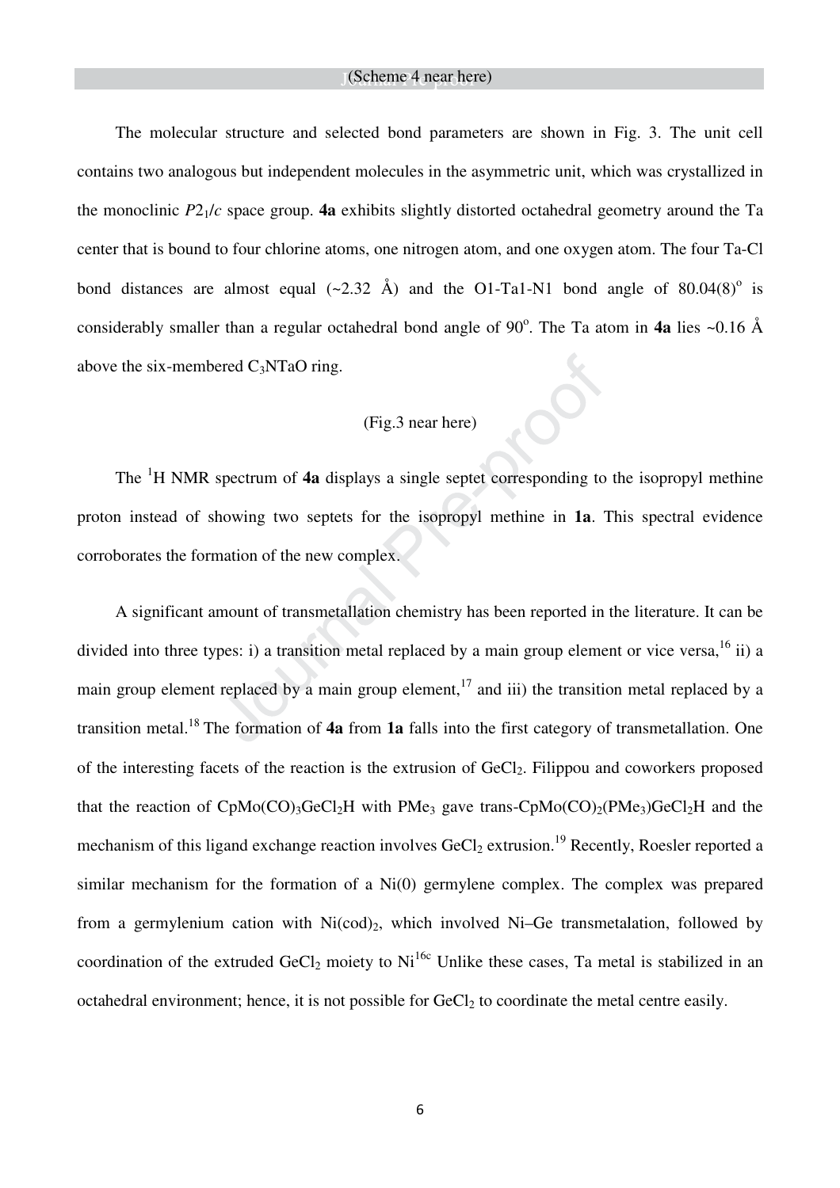(Scheme 4 near here)

The molecular structure and selected bond parameters are shown in Fig. 3. The unit cell contains two analogous but independent molecules in the asymmetric unit, which was crystallized in the monoclinic $P2_1/c$ space group. **4a** exhibits slightly distorted octahedral geometry around the Ta center that is bound to four chlorine atoms, one nitrogen atom, and one oxygen atom. The four Ta-Cl bond distances are almost equal (~2.32 Å) and the O1-Ta1-N1 bond angle of 80.04(8)$^{o}$ is considerably smaller than a regular octahedral bond angle of 90$^{o}$. The Ta atom in **4a** lies ~0.16 Å above the six-membered $C_3NTaO$ ring.

(Fig.3 near here)

The $^{1}H$ NMR spectrum of **4a** displays a single septet corresponding to the isopropyl methine proton instead of showing two septets for the isopropyl methine in **1a**. This spectral evidence corroborates the formation of the new complex.

A significant amount of transmetallation chemistry has been reported in the literature. It can be divided into three types: i) a transition metal replaced by a main group element or vice versa,[16] ii) a main group element replaced by a main group element,[17] and iii) the transition metal replaced by a transition metal.[18] The formation of **4a** from **1a** falls into the first category of transmetallation. One of the interesting facets of the reaction is the extrusion of $GeCl_2$. Filippou and coworkers proposed that the reaction of $CpMo(CO)_3GeCl_2H$ with $PMe_3$ gave trans-$CpMo(CO)_2(PMe_3)GeCl_2H$ and the mechanism of this ligand exchange reaction involves $GeCl_2$ extrusion.[19] Recently, Roesler reported a similar mechanism for the formation of a Ni(0) germylene complex. The complex was prepared from a germylenium cation with $Ni(cod)_2$, which involved Ni–Ge transmetalation, followed by coordination of the extruded $GeCl_2$ moiety to Ni[16c] Unlike these cases, Ta metal is stabilized in an octahedral environment; hence, it is not possible for $GeCl_2$ to coordinate the metal centre easily.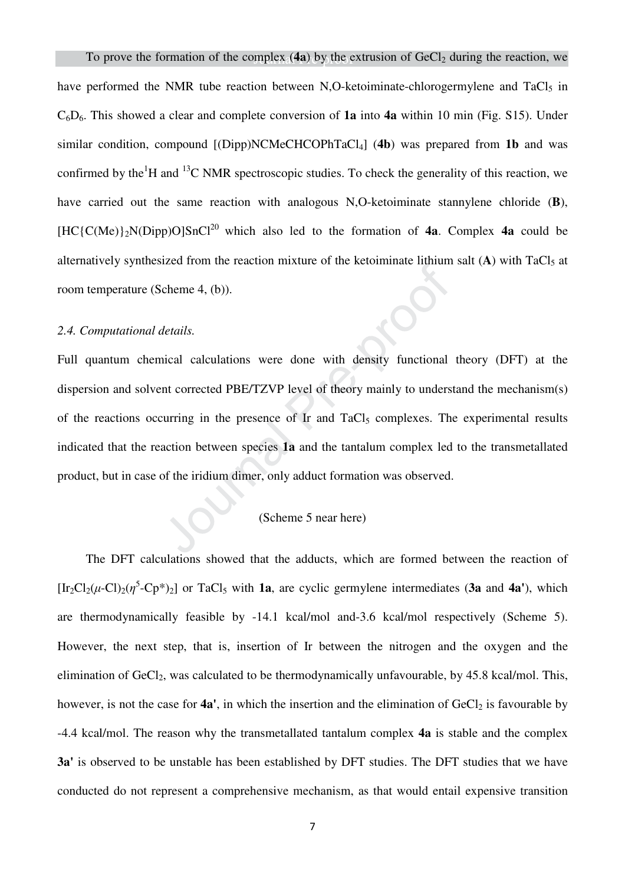To prove the formation of the complex (**4a**) by the extrusion of $GeCl_2$ during the reaction, we have performed the NMR tube reaction between N,O-ketoiminate-chlorogermylene and $TaCl_5$ in $C_6D_6$. This showed a clear and complete conversion of **1a** into **4a** within 10 min (Fig. S15). Under similar condition, compound [(Dipp)NCMeCHCOPhTaCl$_4$] (**4b**) was prepared from **1b** and was confirmed by the $^1$H and $^{13}$C NMR spectroscopic studies. To check the generality of this reaction, we have carried out the same reaction with analogous N,O-ketoiminate stannylene chloride (**B**), [HC{C(Me)}$_2$N(Dipp)O]SnCl[20] which also led to the formation of **4a**. Complex **4a** could be alternatively synthesized from the reaction mixture of the ketoiminate lithium salt (**A**) with $TaCl_5$ at room temperature (Scheme 4, (b)).

### *2.4. Computational details.*

Full quantum chemical calculations were done with density functional theory (DFT) at the dispersion and solvent corrected PBE/TZVP level of theory mainly to understand the mechanism(s) of the reactions occurring in the presence of Ir and $TaCl_5$ complexes. The experimental results indicated that the reaction between species **1a** and the tantalum complex led to the transmetallated product, but in case of the iridium dimer, only adduct formation was observed.

(Scheme 5 near here)

The DFT calculations showed that the adducts, which are formed between the reaction of [$Ir_2Cl_2(\mu$-$Cl)_2(\eta^5$-$Cp^*)_2$] or $TaCl_5$ with **1a**, are cyclic germylene intermediates (**3a** and **4a'**), which are thermodynamically feasible by -14.1 kcal/mol and-3.6 kcal/mol respectively (Scheme 5). However, the next step, that is, insertion of Ir between the nitrogen and the oxygen and the elimination of $GeCl_2$, was calculated to be thermodynamically unfavourable, by 45.8 kcal/mol. This, however, is not the case for **4a'**, in which the insertion and the elimination of $GeCl_2$ is favourable by -4.4 kcal/mol. The reason why the transmetallated tantalum complex **4a** is stable and the complex **3a'** is observed to be unstable has been established by DFT studies. The DFT studies that we have conducted do not represent a comprehensive mechanism, as that would entail expensive transition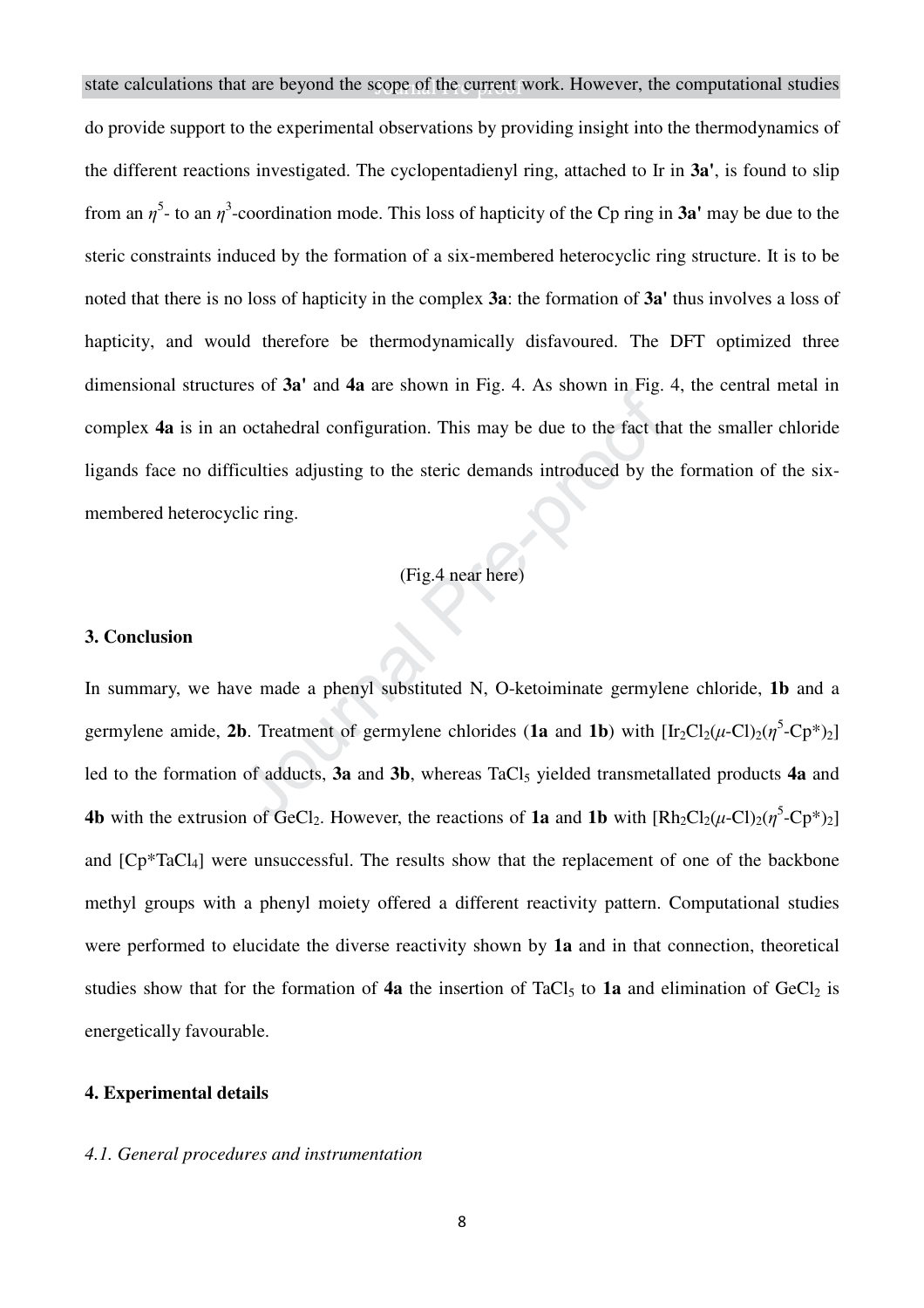state calculations that are beyond the scope of the current work. However, the computational studies do provide support to the experimental observations by providing insight into the thermodynamics of the different reactions investigated. The cyclopentadienyl ring, attached to Ir in **3a'**, is found to slip from an $\eta^5$- to an $\eta^3$-coordination mode. This loss of hapticity of the Cp ring in **3a'** may be due to the steric constraints induced by the formation of a six-membered heterocyclic ring structure. It is to be noted that there is no loss of hapticity in the complex **3a**: the formation of **3a'** thus involves a loss of hapticity, and would therefore be thermodynamically disfavoured. The DFT optimized three dimensional structures of **3a'** and **4a** are shown in Fig. 4. As shown in Fig. 4, the central metal in complex **4a** is in an octahedral configuration. This may be due to the fact that the smaller chloride ligands face no difficulties adjusting to the steric demands introduced by the formation of the six-membered heterocyclic ring.

(Fig.4 near here)

## 3. Conclusion

In summary, we have made a phenyl substituted N, O-ketoiminate germylene chloride, **1b** and a germylene amide, **2b**. Treatment of germylene chlorides (**1a** and **1b**) with $[Ir_2Cl_2(\mu\text{-}Cl)_2(\eta^5\text{-}Cp^*)_2]$ led to the formation of adducts, **3a** and **3b**, whereas $TaCl_5$ yielded transmetallated products **4a** and **4b** with the extrusion of $GeCl_2$. However, the reactions of **1a** and **1b** with $[Rh_2Cl_2(\mu\text{-}Cl)_2(\eta^5\text{-}Cp^*)_2]$ and $[Cp^*TaCl_4]$ were unsuccessful. The results show that the replacement of one of the backbone methyl groups with a phenyl moiety offered a different reactivity pattern. Computational studies were performed to elucidate the diverse reactivity shown by **1a** and in that connection, theoretical studies show that for the formation of **4a** the insertion of $TaCl_5$ to **1a** and elimination of $GeCl_2$ is energetically favourable.

## 4. Experimental details

### *4.1. General procedures and instrumentation*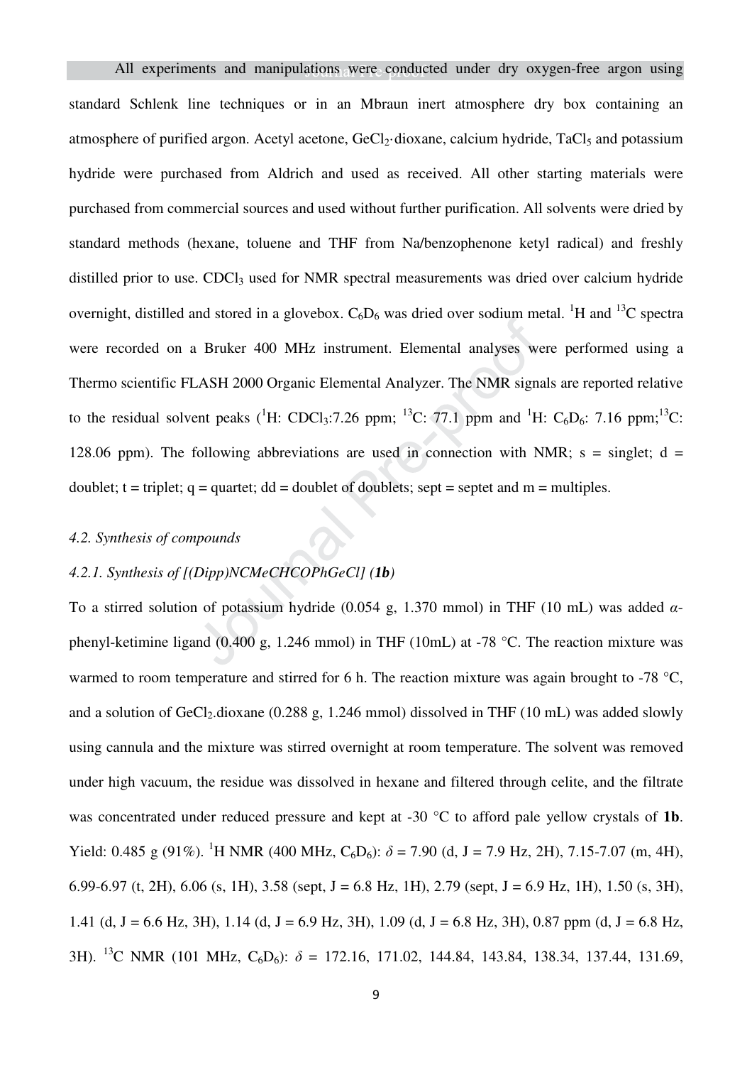All experiments and manipulations were conducted under dry oxygen-free argon using standard Schlenk line techniques or in an Mbraun inert atmosphere dry box containing an atmosphere of purified argon. Acetyl acetone, $GeCl_2$·dioxane, calcium hydride, $TaCl_5$ and potassium hydride were purchased from Aldrich and used as received. All other starting materials were purchased from commercial sources and used without further purification. All solvents were dried by standard methods (hexane, toluene and THF from Na/benzophenone ketyl radical) and freshly distilled prior to use. $CDCl_3$ used for NMR spectral measurements was dried over calcium hydride overnight, distilled and stored in a glovebox. $C_6D_6$ was dried over sodium metal. $^1H$ and $^{13}C$ spectra were recorded on a Bruker 400 MHz instrument. Elemental analyses were performed using a Thermo scientific FLASH 2000 Organic Elemental Analyzer. The NMR signals are reported relative to the residual solvent peaks ($^1H$: $CDCl_3$:7.26 ppm; $^{13}C$: 77.1 ppm and $^1H$: $C_6D_6$: 7.16 ppm;$^{13}C$: 128.06 ppm). The following abbreviations are used in connection with NMR; s = singlet; d = doublet; t = triplet; q = quartet; dd = doublet of doublets; sept = septet and m = multiples.

### *4.2. Synthesis of compounds*

#### *4.2.1. Synthesis of [(Dipp)NCMeCHCOPhGeCl] (**1b**)*

To a stirred solution of potassium hydride (0.054 g, 1.370 mmol) in THF (10 mL) was added $\alpha$-phenyl-ketimine ligand (0.400 g, 1.246 mmol) in THF (10mL) at -78 °C. The reaction mixture was warmed to room temperature and stirred for 6 h. The reaction mixture was again brought to -78 °C, and a solution of $GeCl_2$.dioxane (0.288 g, 1.246 mmol) dissolved in THF (10 mL) was added slowly using cannula and the mixture was stirred overnight at room temperature. The solvent was removed under high vacuum, the residue was dissolved in hexane and filtered through celite, and the filtrate was concentrated under reduced pressure and kept at -30 °C to afford pale yellow crystals of **1b**. Yield: 0.485 g (91%). $^1H$ NMR (400 MHz, $C_6D_6$): $\delta$ = 7.90 (d, J = 7.9 Hz, 2H), 7.15-7.07 (m, 4H), 6.99-6.97 (t, 2H), 6.06 (s, 1H), 3.58 (sept, J = 6.8 Hz, 1H), 2.79 (sept, J = 6.9 Hz, 1H), 1.50 (s, 3H), 1.41 (d, J = 6.6 Hz, 3H), 1.14 (d, J = 6.9 Hz, 3H), 1.09 (d, J = 6.8 Hz, 3H), 0.87 ppm (d, J = 6.8 Hz, 3H). $^{13}C$ NMR (101 MHz, $C_6D_6$): $\delta$ = 172.16, 171.02, 144.84, 143.84, 138.34, 137.44, 131.69,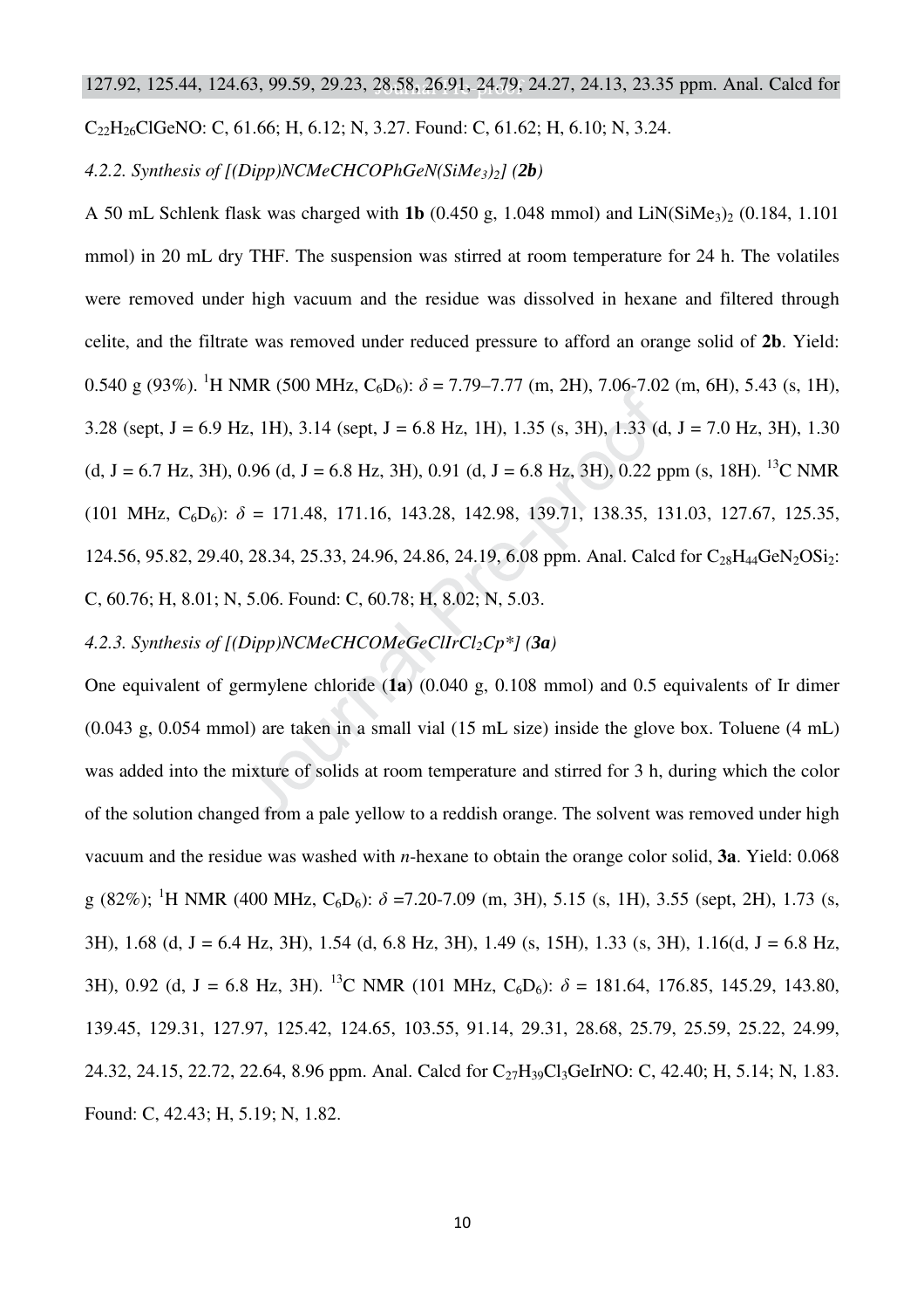127.92, 125.44, 124.63, 99.59, 29.23, 28.58, 26.91, 24.79, 24.27, 24.13, 23.35 ppm. Anal. Calcd for $C_{22}H_{26}ClGeNO$: C, 61.66; H, 6.12; N, 3.27. Found: C, 61.62; H, 6.10; N, 3.24.

*4.2.2. Synthesis of [(Dipp)NCMeCHCOPhGeN(SiMe$_3$)$_2$] (**2b**)*

A 50 mL Schlenk flask was charged with **1b** (0.450 g, 1.048 mmol) and $LiN(SiMe_3)_2$ (0.184, 1.101 mmol) in 20 mL dry THF. The suspension was stirred at room temperature for 24 h. The volatiles were removed under high vacuum and the residue was dissolved in hexane and filtered through celite, and the filtrate was removed under reduced pressure to afford an orange solid of **2b**. Yield: 0.540 g (93%). $^1$H NMR (500 MHz, $C_6D_6$): $\delta$ = 7.79–7.77 (m, 2H), 7.06-7.02 (m, 6H), 5.43 (s, 1H), 3.28 (sept, J = 6.9 Hz, 1H), 3.14 (sept, J = 6.8 Hz, 1H), 1.35 (s, 3H), 1.33 (d, J = 7.0 Hz, 3H), 1.30 (d, J = 6.7 Hz, 3H), 0.96 (d, J = 6.8 Hz, 3H), 0.91 (d, J = 6.8 Hz, 3H), 0.22 ppm (s, 18H). $^{13}$C NMR (101 MHz, $C_6D_6$): $\delta$ = 171.48, 171.16, 143.28, 142.98, 139.71, 138.35, 131.03, 127.67, 125.35, 124.56, 95.82, 29.40, 28.34, 25.33, 24.96, 24.86, 24.19, 6.08 ppm. Anal. Calcd for $C_{28}H_{44}GeN_2OSi_2$: C, 60.76; H, 8.01; N, 5.06. Found: C, 60.78; H, 8.02; N, 5.03.

*4.2.3. Synthesis of [(Dipp)NCMeCHCOMeGeClIrCl$_2$Cp*] (**3a**)*

One equivalent of germylene chloride (**1a**) (0.040 g, 0.108 mmol) and 0.5 equivalents of Ir dimer (0.043 g, 0.054 mmol) are taken in a small vial (15 mL size) inside the glove box. Toluene (4 mL) was added into the mixture of solids at room temperature and stirred for 3 h, during which the color of the solution changed from a pale yellow to a reddish orange. The solvent was removed under high vacuum and the residue was washed with *n*-hexane to obtain the orange color solid, **3a**. Yield: 0.068 g (82%); $^1$H NMR (400 MHz, $C_6D_6$): $\delta$ =7.20-7.09 (m, 3H), 5.15 (s, 1H), 3.55 (sept, 2H), 1.73 (s, 3H), 1.68 (d, J = 6.4 Hz, 3H), 1.54 (d, 6.8 Hz, 3H), 1.49 (s, 15H), 1.33 (s, 3H), 1.16(d, J = 6.8 Hz, 3H), 0.92 (d, J = 6.8 Hz, 3H). $^{13}$C NMR (101 MHz, $C_6D_6$): $\delta$ = 181.64, 176.85, 145.29, 143.80, 139.45, 129.31, 127.97, 125.42, 124.65, 103.55, 91.14, 29.31, 28.68, 25.79, 25.59, 25.22, 24.99, 24.32, 24.15, 22.72, 22.64, 8.96 ppm. Anal. Calcd for $C_{27}H_{39}Cl_3GeIrNO$: C, 42.40; H, 5.14; N, 1.83. Found: C, 42.43; H, 5.19; N, 1.82.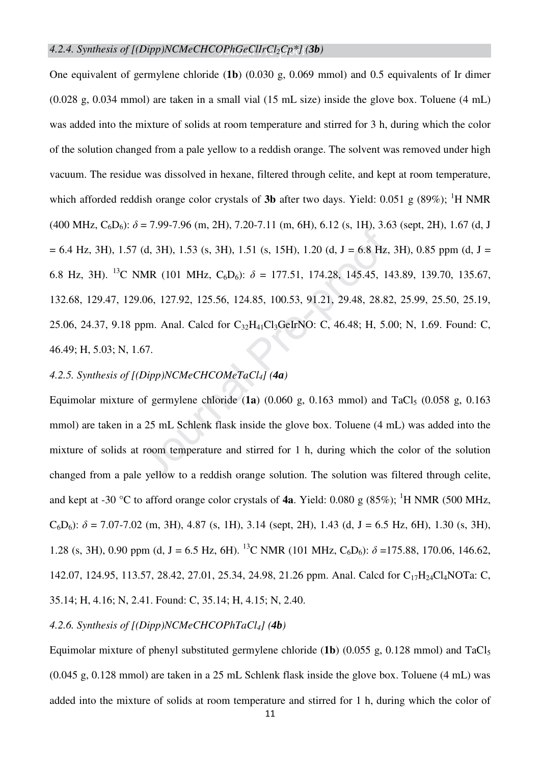#### *4.2.4. Synthesis of [(Dipp)NCMeCHCOPhGeClIrCl$_2$Cp*] (**3b**)*

One equivalent of germylene chloride (**1b**) (0.030 g, 0.069 mmol) and 0.5 equivalents of Ir dimer (0.028 g, 0.034 mmol) are taken in a small vial (15 mL size) inside the glove box. Toluene (4 mL) was added into the mixture of solids at room temperature and stirred for 3 h, during which the color of the solution changed from a pale yellow to a reddish orange. The solvent was removed under high vacuum. The residue was dissolved in hexane, filtered through celite, and kept at room temperature, which afforded reddish orange color crystals of **3b** after two days. Yield: 0.051 g (89%); $^{1}$H NMR (400 MHz, $C_6D_6$): $\delta$ = 7.99-7.96 (m, 2H), 7.20-7.11 (m, 6H), 6.12 (s, 1H), 3.63 (sept, 2H), 1.67 (d, J = 6.4 Hz, 3H), 1.57 (d, 3H), 1.53 (s, 3H), 1.51 (s, 15H), 1.20 (d, J = 6.8 Hz, 3H), 0.85 ppm (d, J = 6.8 Hz, 3H). $^{13}$C NMR (101 MHz, $C_6D_6$): $\delta$ = 177.51, 174.28, 145.45, 143.89, 139.70, 135.67, 132.68, 129.47, 129.06, 127.92, 125.56, 124.85, 100.53, 91.21, 29.48, 28.82, 25.99, 25.50, 25.19, 25.06, 24.37, 9.18 ppm. Anal. Calcd for $C_{32}H_{41}Cl_3GeIrNO$: C, 46.48; H, 5.00; N, 1.69. Found: C, 46.49; H, 5.03; N, 1.67.

#### *4.2.5. Synthesis of [(Dipp)NCMeCHCOMeTaCl$_4$] (**4a**)*

Equimolar mixture of germylene chloride (**1a**) (0.060 g, 0.163 mmol) and $TaCl_5$ (0.058 g, 0.163 mmol) are taken in a 25 mL Schlenk flask inside the glove box. Toluene (4 mL) was added into the mixture of solids at room temperature and stirred for 1 h, during which the color of the solution changed from a pale yellow to a reddish orange solution. The solution was filtered through celite, and kept at -30 °C to afford orange color crystals of **4a**. Yield: 0.080 g (85%); $^{1}$H NMR (500 MHz, $C_6D_6$): $\delta$ = 7.07-7.02 (m, 3H), 4.87 (s, 1H), 3.14 (sept, 2H), 1.43 (d, J = 6.5 Hz, 6H), 1.30 (s, 3H), 1.28 (s, 3H), 0.90 ppm (d, J = 6.5 Hz, 6H). $^{13}$C NMR (101 MHz, $C_6D_6$): $\delta$ =175.88, 170.06, 146.62, 142.07, 124.95, 113.57, 28.42, 27.01, 25.34, 24.98, 21.26 ppm. Anal. Calcd for $C_{17}H_{24}Cl_4NOTa$: C, 35.14; H, 4.16; N, 2.41. Found: C, 35.14; H, 4.15; N, 2.40.

#### *4.2.6. Synthesis of [(Dipp)NCMeCHCOPhTaCl$_4$] (**4b**)*

Equimolar mixture of phenyl substituted germylene chloride (**1b**) (0.055 g, 0.128 mmol) and $TaCl_5$ (0.045 g, 0.128 mmol) are taken in a 25 mL Schlenk flask inside the glove box. Toluene (4 mL) was added into the mixture of solids at room temperature and stirred for 1 h, during which the color of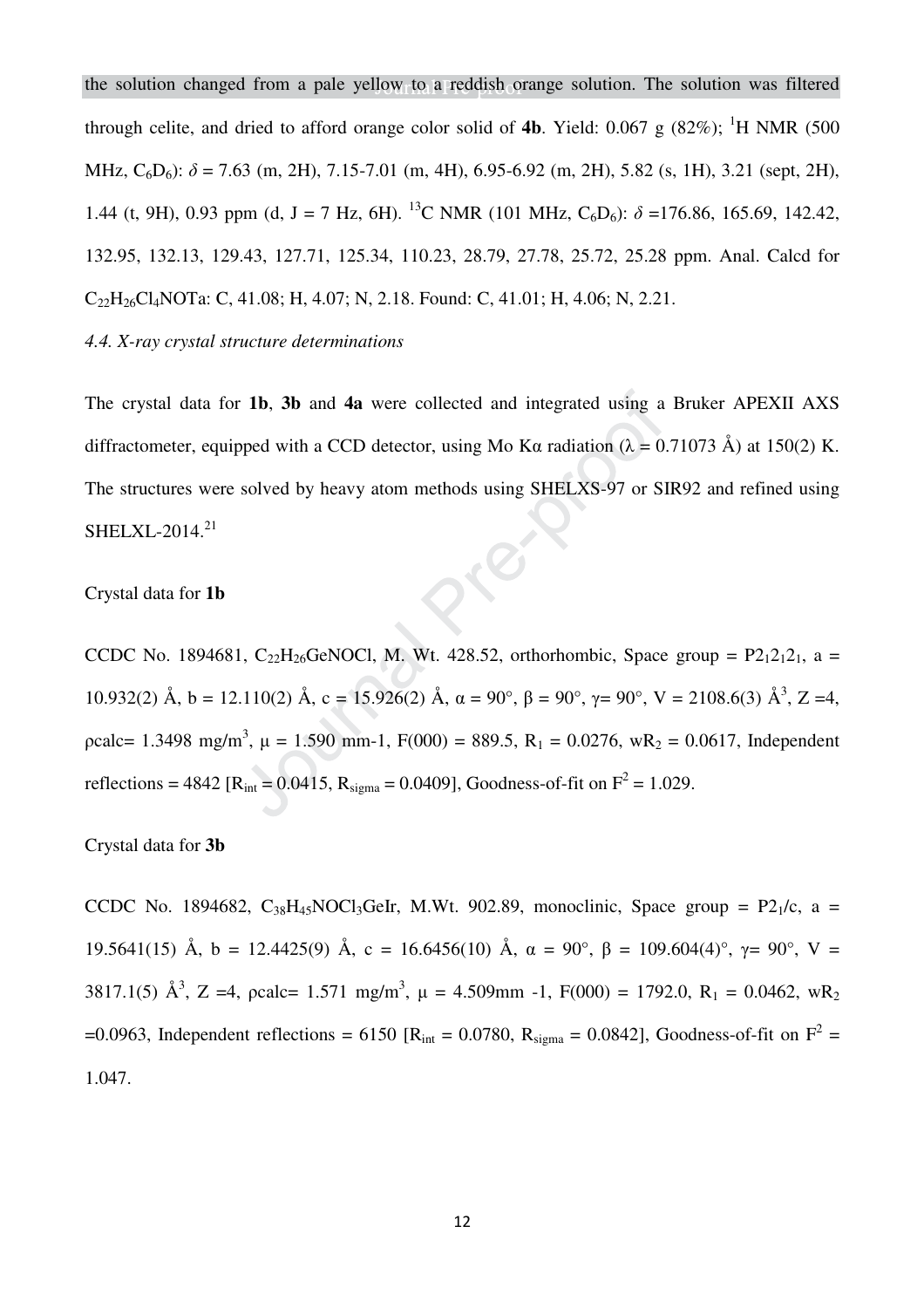the solution changed from a pale yellow to a reddish orange solution. The solution was filtered through celite, and dried to afford orange color solid of **4b**. Yield: 0.067 g (82%); $^{1}$H NMR (500 MHz, $C_6D_6$): $\delta$ = 7.63 (m, 2H), 7.15-7.01 (m, 4H), 6.95-6.92 (m, 2H), 5.82 (s, 1H), 3.21 (sept, 2H), 1.44 (t, 9H), 0.93 ppm (d, J = 7 Hz, 6H). $^{13}$C NMR (101 MHz, $C_6D_6$): $\delta$ =176.86, 165.69, 142.42, 132.95, 132.13, 129.43, 127.71, 125.34, 110.23, 28.79, 27.78, 25.72, 25.28 ppm. Anal. Calcd for $C_{22}H_{26}Cl_4NOTa$: C, 41.08; H, 4.07; N, 2.18. Found: C, 41.01; H, 4.06; N, 2.21.

*4.4. X-ray crystal structure determinations*

The crystal data for **1b**, **3b** and **4a** were collected and integrated using a Bruker APEXII AXS diffractometer, equipped with a CCD detector, using Mo Kα radiation (λ = 0.71073 Å) at 150(2) K. The structures were solved by heavy atom methods using SHELXS-97 or SIR92 and refined using SHELXL-2014.[21]

Crystal data for **1b**

CCDC No. 1894681, $C_{22}H_{26}GeNOCl$, M. Wt. 428.52, orthorhombic, Space group = $P2_12_12_1$, a = 10.932(2) Å, b = 12.110(2) Å, c = 15.926(2) Å, α = 90°, β = 90°, γ= 90°, V = 2108.6(3) Å$^3$, Z =4, ρcalc= 1.3498 mg/m$^3$, μ = 1.590 mm-1, F(000) = 889.5, $R_1$ = 0.0276, $wR_2$ = 0.0617, Independent reflections = 4842 [$R_{int}$ = 0.0415, $R_{sigma}$ = 0.0409], Goodness-of-fit on $F^2$ = 1.029.

Crystal data for **3b**

CCDC No. 1894682, $C_{38}H_{45}NOCl_3GeIr$, M.Wt. 902.89, monoclinic, Space group = $P2_1/c$, a = 19.5641(15) Å, b = 12.4425(9) Å, c = 16.6456(10) Å, α = 90°, β = 109.604(4)°, γ= 90°, V = 3817.1(5) Å$^3$, Z =4, ρcalc= 1.571 mg/m$^3$, μ = 4.509mm -1, F(000) = 1792.0, $R_1$ = 0.0462, $wR_2$ =0.0963, Independent reflections = 6150 [$R_{int}$ = 0.0780, $R_{sigma}$ = 0.0842], Goodness-of-fit on $F^2$ = 1.047.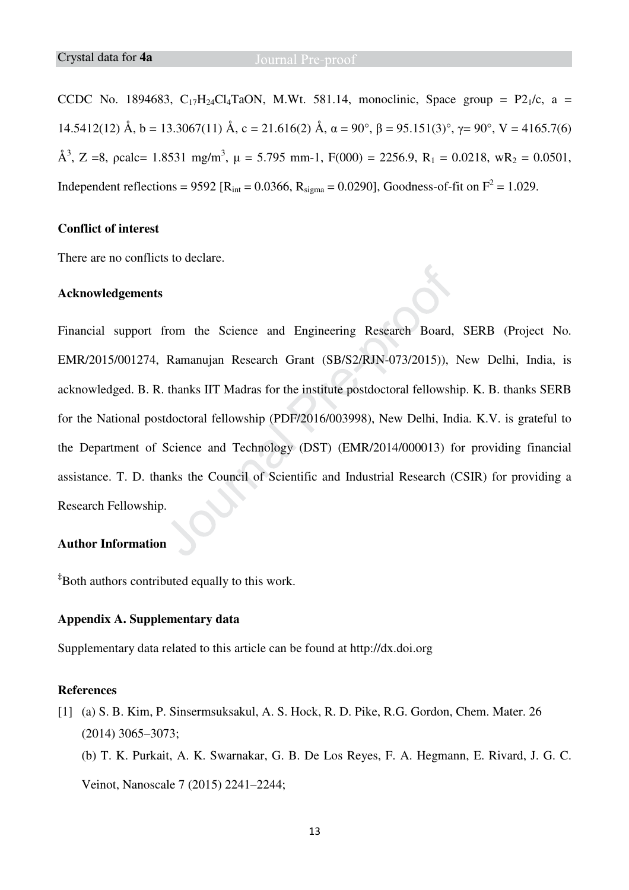Crystal data for **4a**

CCDC No. 1894683, $C_{17}H_{24}Cl_4TaON$, M.Wt. 581.14, monoclinic, Space group = $P2_1/c$, a = 14.5412(12) Å, b = 13.3067(11) Å, c = 21.616(2) Å, α = 90°, β = 95.151(3)°, γ= 90°, V = 4165.7(6) $Å^3$, Z =8, ρcalc= 1.8531 mg/$m^3$, μ = 5.795 mm-1, F(000) = 2256.9, $R_1$ = 0.0218, $wR_2$ = 0.0501, Independent reflections = 9592 [$R_{int}$ = 0.0366, $R_{sigma}$ = 0.0290], Goodness-of-fit on $F^2$ = 1.029.

### Conflict of interest

There are no conflicts to declare.

### Acknowledgements

Financial support from the Science and Engineering Research Board, SERB (Project No. EMR/2015/001274, Ramanujan Research Grant (SB/S2/RJN-073/2015)), New Delhi, India, is acknowledged. B. R. thanks IIT Madras for the institute postdoctoral fellowship. K. B. thanks SERB for the National postdoctoral fellowship (PDF/2016/003998), New Delhi, India. K.V. is grateful to the Department of Science and Technology (DST) (EMR/2014/000013) for providing financial assistance. T. D. thanks the Council of Scientific and Industrial Research (CSIR) for providing a Research Fellowship.

### Author Information

‡Both authors contributed equally to this work.

### Appendix A. Supplementary data

Supplementary data related to this article can be found at http://dx.doi.org

### References

[1] (a) S. B. Kim, P. Sinsermsuksakul, A. S. Hock, R. D. Pike, R.G. Gordon, Chem. Mater. 26 (2014) 3065–3073;
(b) T. K. Purkait, A. K. Swarnakar, G. B. De Los Reyes, F. A. Hegmann, E. Rivard, J. G. C. Veinot, Nanoscale 7 (2015) 2241–2244;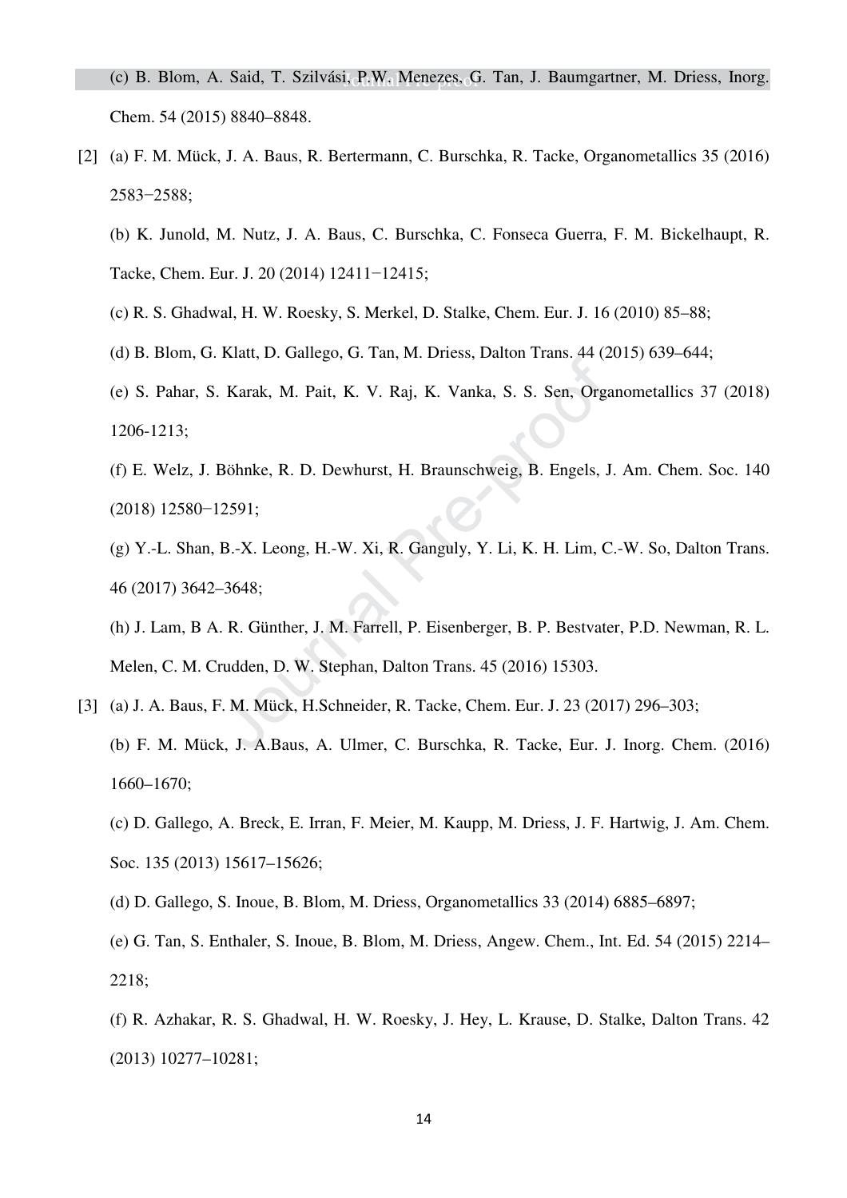(c) B. Blom, A. Said, T. Szilvási, P.W. Menezes, G. Tan, J. Baumgartner, M. Driess, Inorg. Chem. 54 (2015) 8840–8848.

[2] (a) F. M. Mück, J. A. Baus, R. Bertermann, C. Burschka, R. Tacke, Organometallics 35 (2016) 2583−2588;

(b) K. Junold, M. Nutz, J. A. Baus, C. Burschka, C. Fonseca Guerra, F. M. Bickelhaupt, R. Tacke, Chem. Eur. J. 20 (2014) 12411−12415;

(c) R. S. Ghadwal, H. W. Roesky, S. Merkel, D. Stalke, Chem. Eur. J. 16 (2010) 85–88;

(d) B. Blom, G. Klatt, D. Gallego, G. Tan, M. Driess, Dalton Trans. 44 (2015) 639–644;

(e) S. Pahar, S. Karak, M. Pait, K. V. Raj, K. Vanka, S. S. Sen, Organometallics 37 (2018) 1206-1213;

(f) E. Welz, J. Böhnke, R. D. Dewhurst, H. Braunschweig, B. Engels, J. Am. Chem. Soc. 140 (2018) 12580−12591;

(g) Y.-L. Shan, B.-X. Leong, H.-W. Xi, R. Ganguly, Y. Li, K. H. Lim, C.-W. So, Dalton Trans. 46 (2017) 3642–3648;

(h) J. Lam, B A. R. Günther, J. M. Farrell, P. Eisenberger, B. P. Bestvater, P.D. Newman, R. L. Melen, C. M. Crudden, D. W. Stephan, Dalton Trans. 45 (2016) 15303.

[3] (a) J. A. Baus, F. M. Mück, H.Schneider, R. Tacke, Chem. Eur. J. 23 (2017) 296–303;

(b) F. M. Mück, J. A.Baus, A. Ulmer, C. Burschka, R. Tacke, Eur. J. Inorg. Chem. (2016) 1660–1670;

(c) D. Gallego, A. Breck, E. Irran, F. Meier, M. Kaupp, M. Driess, J. F. Hartwig, J. Am. Chem. Soc. 135 (2013) 15617–15626;

(d) D. Gallego, S. Inoue, B. Blom, M. Driess, Organometallics 33 (2014) 6885–6897;

(e) G. Tan, S. Enthaler, S. Inoue, B. Blom, M. Driess, Angew. Chem., Int. Ed. 54 (2015) 2214–2218;

(f) R. Azhakar, R. S. Ghadwal, H. W. Roesky, J. Hey, L. Krause, D. Stalke, Dalton Trans. 42 (2013) 10277–10281;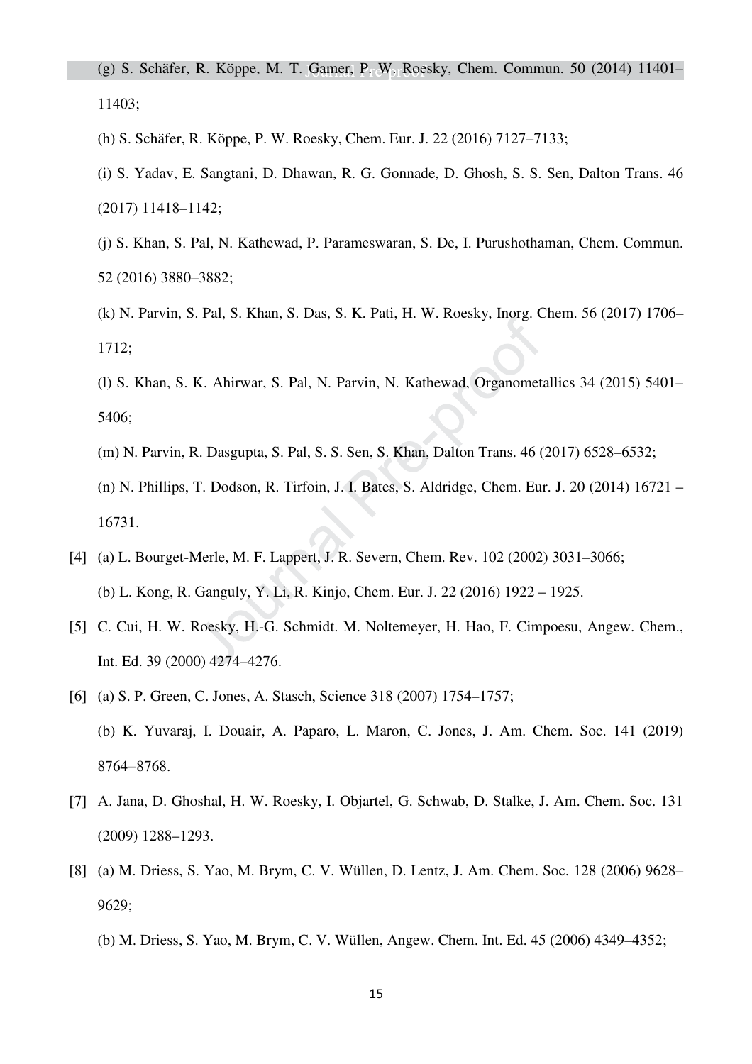(g) S. Schäfer, R. Köppe, M. T. Gamer, P. W. Roesky, Chem. Commun. 50 (2014) 11401–11403;

(h) S. Schäfer, R. Köppe, P. W. Roesky, Chem. Eur. J. 22 (2016) 7127–7133;

(i) S. Yadav, E. Sangtani, D. Dhawan, R. G. Gonnade, D. Ghosh, S. S. Sen, Dalton Trans. 46 (2017) 11418–1142;

(j) S. Khan, S. Pal, N. Kathewad, P. Parameswaran, S. De, I. Purushothaman, Chem. Commun. 52 (2016) 3880–3882;

(k) N. Parvin, S. Pal, S. Khan, S. Das, S. K. Pati, H. W. Roesky, Inorg. Chem. 56 (2017) 1706–1712;

(l) S. Khan, S. K. Ahirwar, S. Pal, N. Parvin, N. Kathewad, Organometallics 34 (2015) 5401–5406;

(m) N. Parvin, R. Dasgupta, S. Pal, S. S. Sen, S. Khan, Dalton Trans. 46 (2017) 6528–6532;

(n) N. Phillips, T. Dodson, R. Tirfoin, J. I. Bates, S. Aldridge, Chem. Eur. J. 20 (2014) 16721 – 16731.

[4] (a) L. Bourget-Merle, M. F. Lappert, J. R. Severn, Chem. Rev. 102 (2002) 3031–3066;

(b) L. Kong, R. Ganguly, Y. Li, R. Kinjo, Chem. Eur. J. 22 (2016) 1922 – 1925.

[5] C. Cui, H. W. Roesky, H.-G. Schmidt. M. Noltemeyer, H. Hao, F. Cimpoesu, Angew. Chem., Int. Ed. 39 (2000) 4274–4276.

[6] (a) S. P. Green, C. Jones, A. Stasch, Science 318 (2007) 1754–1757;

(b) K. Yuvaraj, I. Douair, A. Paparo, L. Maron, C. Jones, J. Am. Chem. Soc. 141 (2019) 8764–8768.

[7] A. Jana, D. Ghoshal, H. W. Roesky, I. Objartel, G. Schwab, D. Stalke, J. Am. Chem. Soc. 131 (2009) 1288–1293.

[8] (a) M. Driess, S. Yao, M. Brym, C. V. Wüllen, D. Lentz, J. Am. Chem. Soc. 128 (2006) 9628–9629;

(b) M. Driess, S. Yao, M. Brym, C. V. Wüllen, Angew. Chem. Int. Ed. 45 (2006) 4349–4352;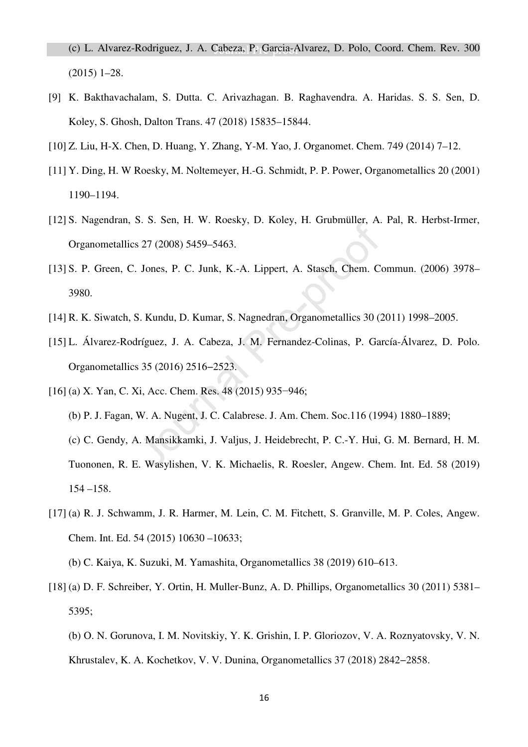(c) L. Alvarez-Rodriguez, J. A. Cabeza, P. Garcia-Alvarez, D. Polo, Coord. Chem. Rev. 300 (2015) 1–28.

[9] K. Bakthavachalam, S. Dutta. C. Arivazhagan. B. Raghavendra. A. Haridas. S. S. Sen, D. Koley, S. Ghosh, Dalton Trans. 47 (2018) 15835–15844.

[10] Z. Liu, H-X. Chen, D. Huang, Y. Zhang, Y-M. Yao, J. Organomet. Chem. 749 (2014) 7–12.

[11] Y. Ding, H. W Roesky, M. Noltemeyer, H.-G. Schmidt, P. P. Power, Organometallics 20 (2001) 1190–1194.

[12] S. Nagendran, S. S. Sen, H. W. Roesky, D. Koley, H. Grubmüller, A. Pal, R. Herbst-Irmer, Organometallics 27 (2008) 5459–5463.

[13] S. P. Green, C. Jones, P. C. Junk, K.-A. Lippert, A. Stasch, Chem. Commun. (2006) 3978–3980.

[14] R. K. Siwatch, S. Kundu, D. Kumar, S. Nagnedran, Organometallics 30 (2011) 1998–2005.

[15] L. Álvarez-Rodríguez, J. A. Cabeza, J. M. Fernandez-Colinas, P. García-Álvarez, D. Polo. Organometallics 35 (2016) 2516–2523.

[16] (a) X. Yan, C. Xi, Acc. Chem. Res. 48 (2015) 935−946;

(b) P. J. Fagan, W. A. Nugent, J. C. Calabrese. J. Am. Chem. Soc.116 (1994) 1880–1889;

(c) C. Gendy, A. Mansikkamki, J. Valjus, J. Heidebrecht, P. C.-Y. Hui, G. M. Bernard, H. M. Tuononen, R. E. Wasylishen, V. K. Michaelis, R. Roesler, Angew. Chem. Int. Ed. 58 (2019) 154 –158.

[17] (a) R. J. Schwamm, J. R. Harmer, M. Lein, C. M. Fitchett, S. Granville, M. P. Coles, Angew. Chem. Int. Ed. 54 (2015) 10630 –10633;

(b) C. Kaiya, K. Suzuki, M. Yamashita, Organometallics 38 (2019) 610–613.

[18] (a) D. F. Schreiber, Y. Ortin, H. Muller-Bunz, A. D. Phillips, Organometallics 30 (2011) 5381–5395;

(b) O. N. Gorunova, I. M. Novitskiy, Y. K. Grishin, I. P. Gloriozov, V. A. Roznyatovsky, V. N. Khrustalev, K. A. Kochetkov, V. V. Dunina, Organometallics 37 (2018) 2842–2858.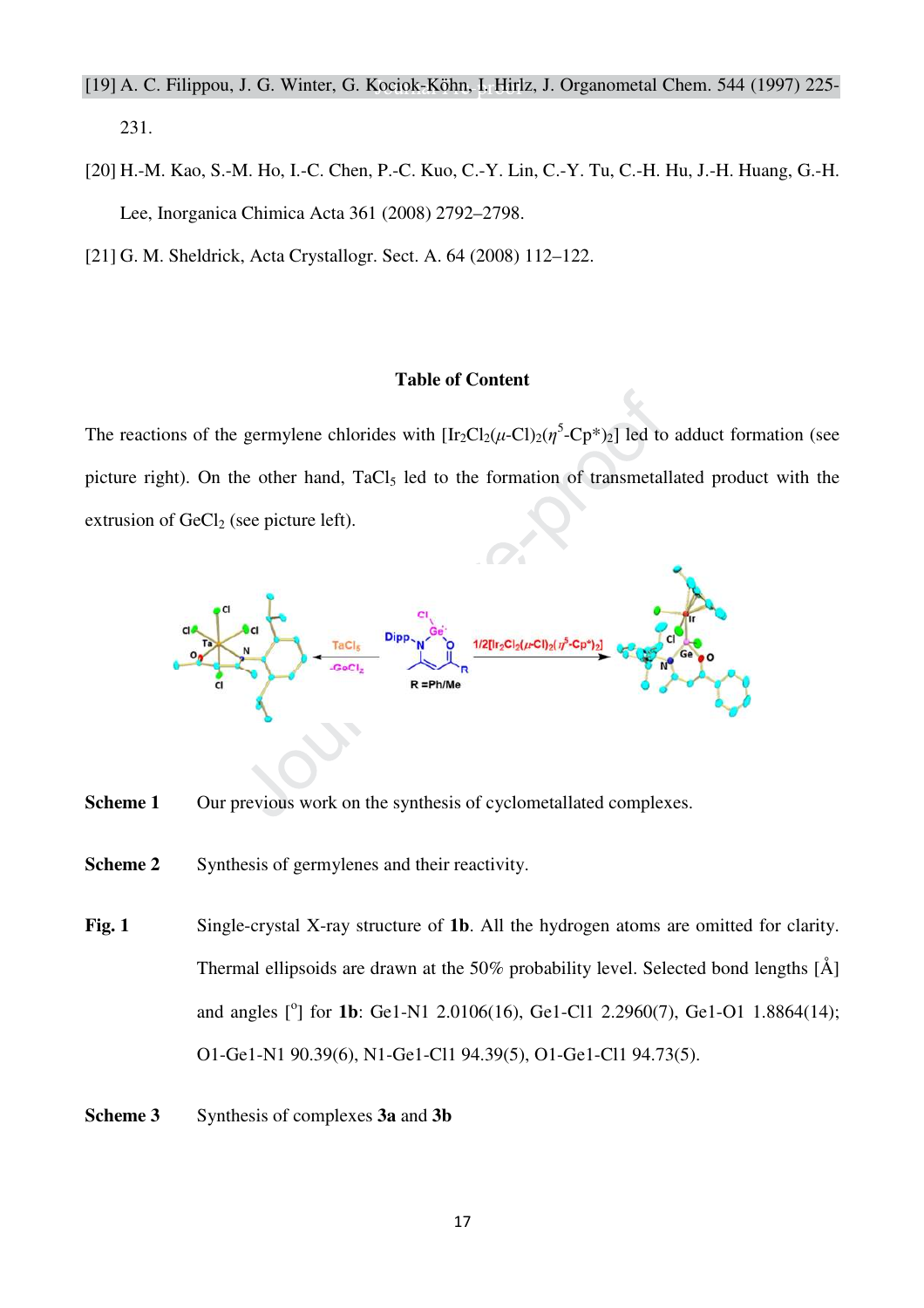[19] A. C. Filippou, J. G. Winter, G. Kociok-Köhn, I. Hirlz, J. Organometal Chem. 544 (1997) 225-231.

[20] H.-M. Kao, S.-M. Ho, I.-C. Chen, P.-C. Kuo, C.-Y. Lin, C.-Y. Tu, C.-H. Hu, J.-H. Huang, G.-H. Lee, Inorganica Chimica Acta 361 (2008) 2792–2798.

[21] G. M. Sheldrick, Acta Crystallogr. Sect. A. 64 (2008) 112–122.

**Table of Content**

The reactions of the germylene chlorides with $[Ir_2Cl_2(\mu\text{-}Cl)_2(\eta^5\text{-}Cp^*)_2]$ led to adduct formation (see picture right). On the other hand, $TaCl_5$ led to the formation of transmetallated product with the extrusion of $GeCl_2$ (see picture left).

**Scheme 1** Our previous work on the synthesis of cyclometallated complexes.

**Scheme 2** Synthesis of germylenes and their reactivity.

**Fig. 1** Single-crystal X-ray structure of **1b**. All the hydrogen atoms are omitted for clarity. Thermal ellipsoids are drawn at the 50% probability level. Selected bond lengths [Å] and angles [°] for **1b**: Ge1-N1 2.0106(16), Ge1-Cl1 2.2960(7), Ge1-O1 1.8864(14); O1-Ge1-N1 90.39(6), N1-Ge1-Cl1 94.39(5), O1-Ge1-Cl1 94.73(5).

**Scheme 3** Synthesis of complexes **3a** and **3b**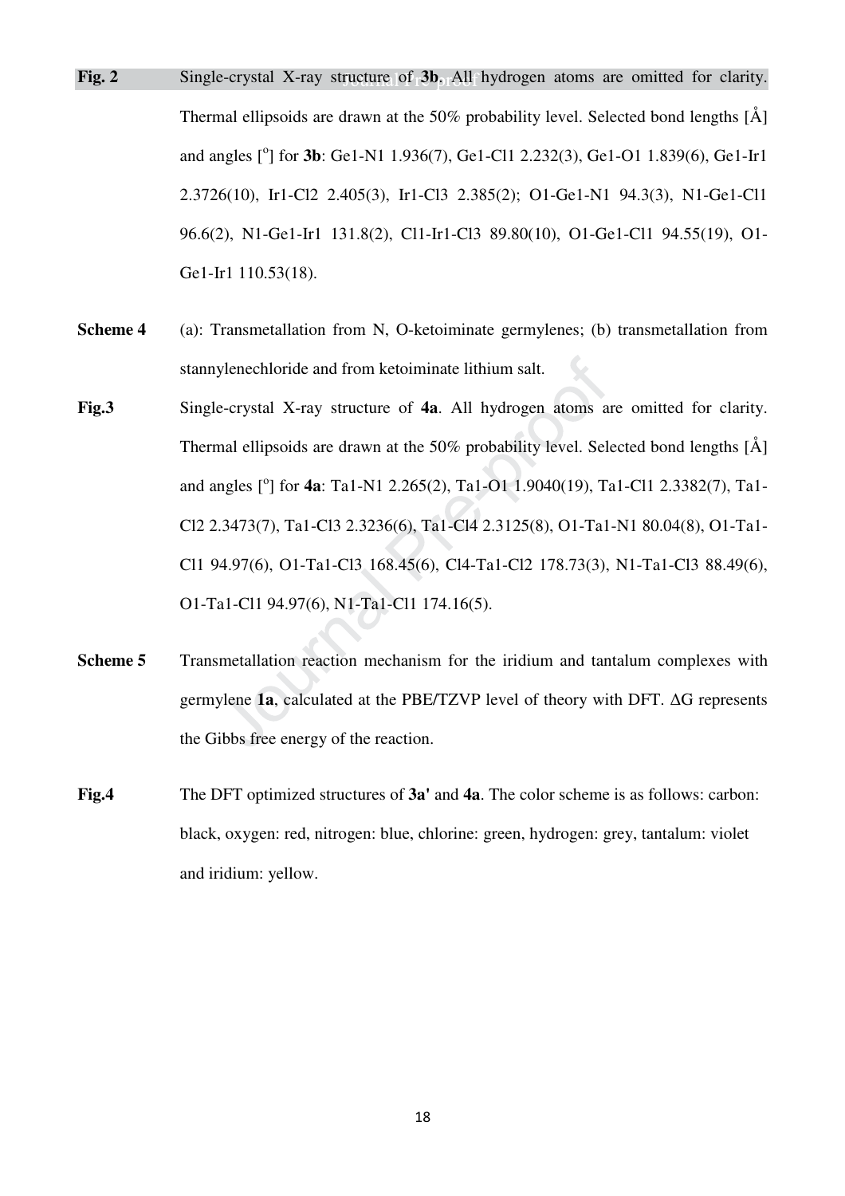**Fig. 2** Single-crystal X-ray structure of **3b**. All hydrogen atoms are omitted for clarity. Thermal ellipsoids are drawn at the 50% probability level. Selected bond lengths [Å] and angles [°] for **3b**: Ge1-N1 1.936(7), Ge1-Cl1 2.232(3), Ge1-O1 1.839(6), Ge1-Ir1 2.3726(10), Ir1-Cl2 2.405(3), Ir1-Cl3 2.385(2); O1-Ge1-N1 94.3(3), N1-Ge1-Cl1 96.6(2), N1-Ge1-Ir1 131.8(2), Cl1-Ir1-Cl3 89.80(10), O1-Ge1-Cl1 94.55(19), O1-Ge1-Ir1 110.53(18).

**Scheme 4** (a): Transmetallation from N, O-ketoiminate germylenes; (b) transmetallation from stannylenechloride and from ketoiminate lithium salt.

**Fig.3** Single-crystal X-ray structure of **4a**. All hydrogen atoms are omitted for clarity. Thermal ellipsoids are drawn at the 50% probability level. Selected bond lengths [Å] and angles [°] for **4a**: Ta1-N1 2.265(2), Ta1-O1 1.9040(19), Ta1-Cl1 2.3382(7), Ta1-Cl2 2.3473(7), Ta1-Cl3 2.3236(6), Ta1-Cl4 2.3125(8), O1-Ta1-N1 80.04(8), O1-Ta1-Cl1 94.97(6), O1-Ta1-Cl3 168.45(6), Cl4-Ta1-Cl2 178.73(3), N1-Ta1-Cl3 88.49(6), O1-Ta1-Cl1 94.97(6), N1-Ta1-Cl1 174.16(5).

**Scheme 5** Transmetallation reaction mechanism for the iridium and tantalum complexes with germylene **1a**, calculated at the PBE/TZVP level of theory with DFT. ΔG represents the Gibbs free energy of the reaction.

**Fig.4** The DFT optimized structures of **3a'** and **4a**. The color scheme is as follows: carbon: black, oxygen: red, nitrogen: blue, chlorine: green, hydrogen: grey, tantalum: violet and iridium: yellow.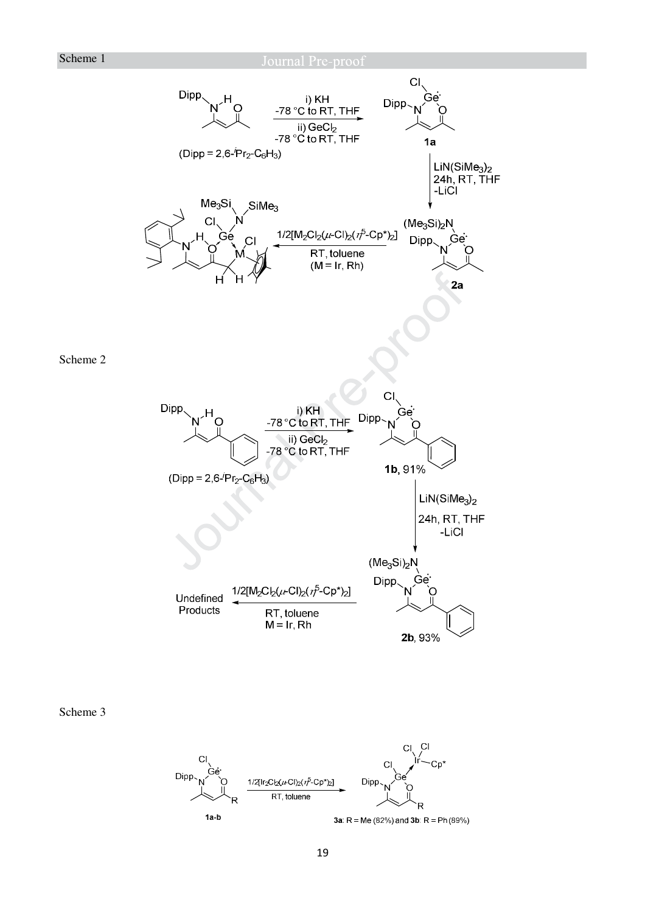Scheme 1

(Dipp = 2,6-$^{i}Pr_2$-$C_6H_3$)

i) KH, -78 °C to RT, THF; ii) $GeCl_2$, -78 °C to RT, THF

**1a**

$LiN(SiMe_3)_2$, 24h, RT, THF, -LiCl

**2a**

1/2[$M_2Cl_2(\mu$-$Cl)_2(\eta^5$-$Cp^*)_2$], RT, toluene (M = Ir, Rh)

Scheme 2

(Dipp = 2,6-$^{i}Pr_2$-$C_6H_3$)

i) KH, -78 °C to RT, THF; ii) $GeCl_2$, -78 °C to RT, THF

**1b**, 91%

$LiN(SiMe_3)_2$, 24h, RT, THF, -LiCl

**2b**, 93%

1/2[$M_2Cl_2(\mu$-$Cl)_2(\eta^5$-$Cp^*)_2$], RT, toluene, M = Ir, Rh

Undefined Products

Scheme 3

**1a-b**

1/2[$Ir_2Cl_2(\mu$-$Cl)_2(\eta^5$-$Cp^*)_2$], RT, toluene

**3a**: R = Me (82%) and **3b**: R = Ph (89%)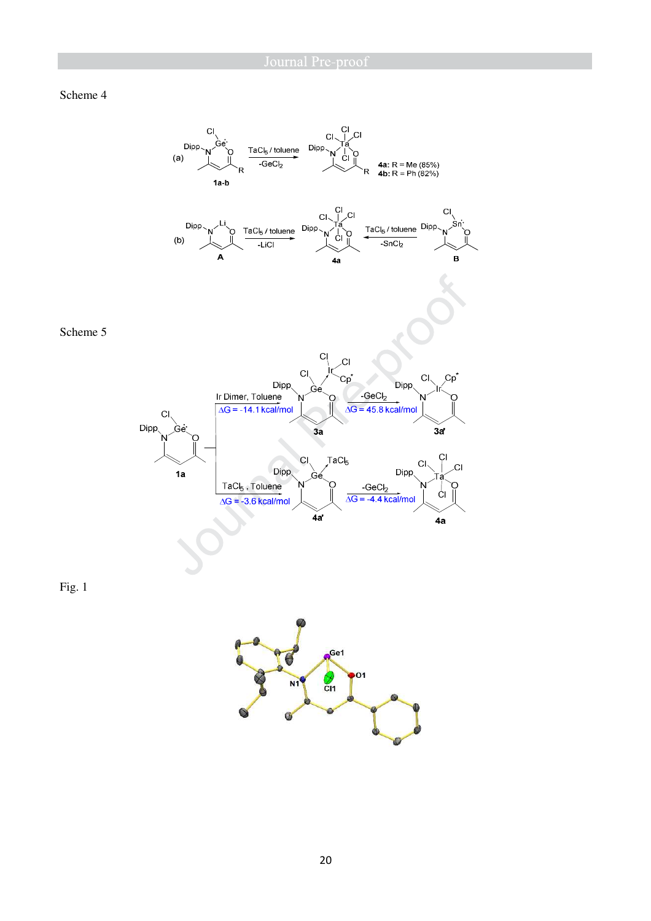Scheme 4

Scheme 5

Fig. 1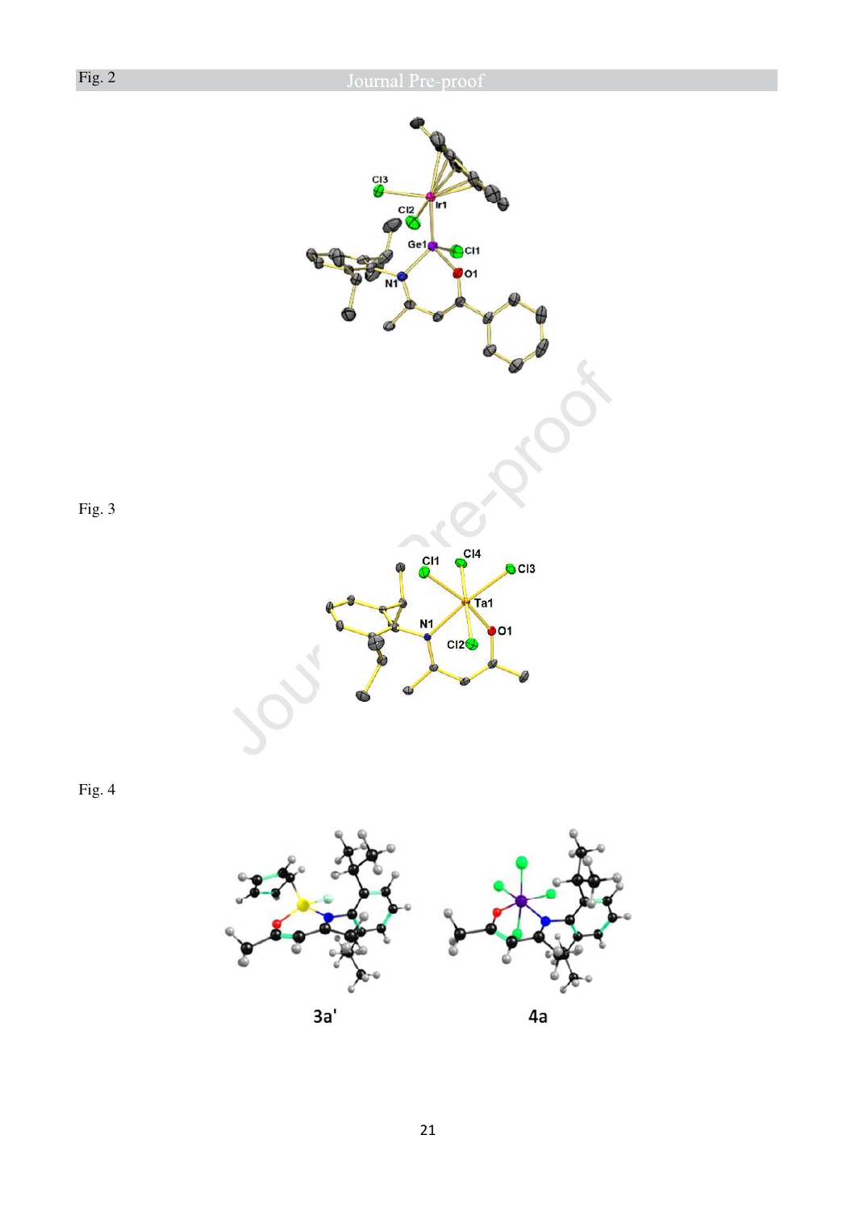Fig. 2

Fig. 3

Fig. 4

3a'

4a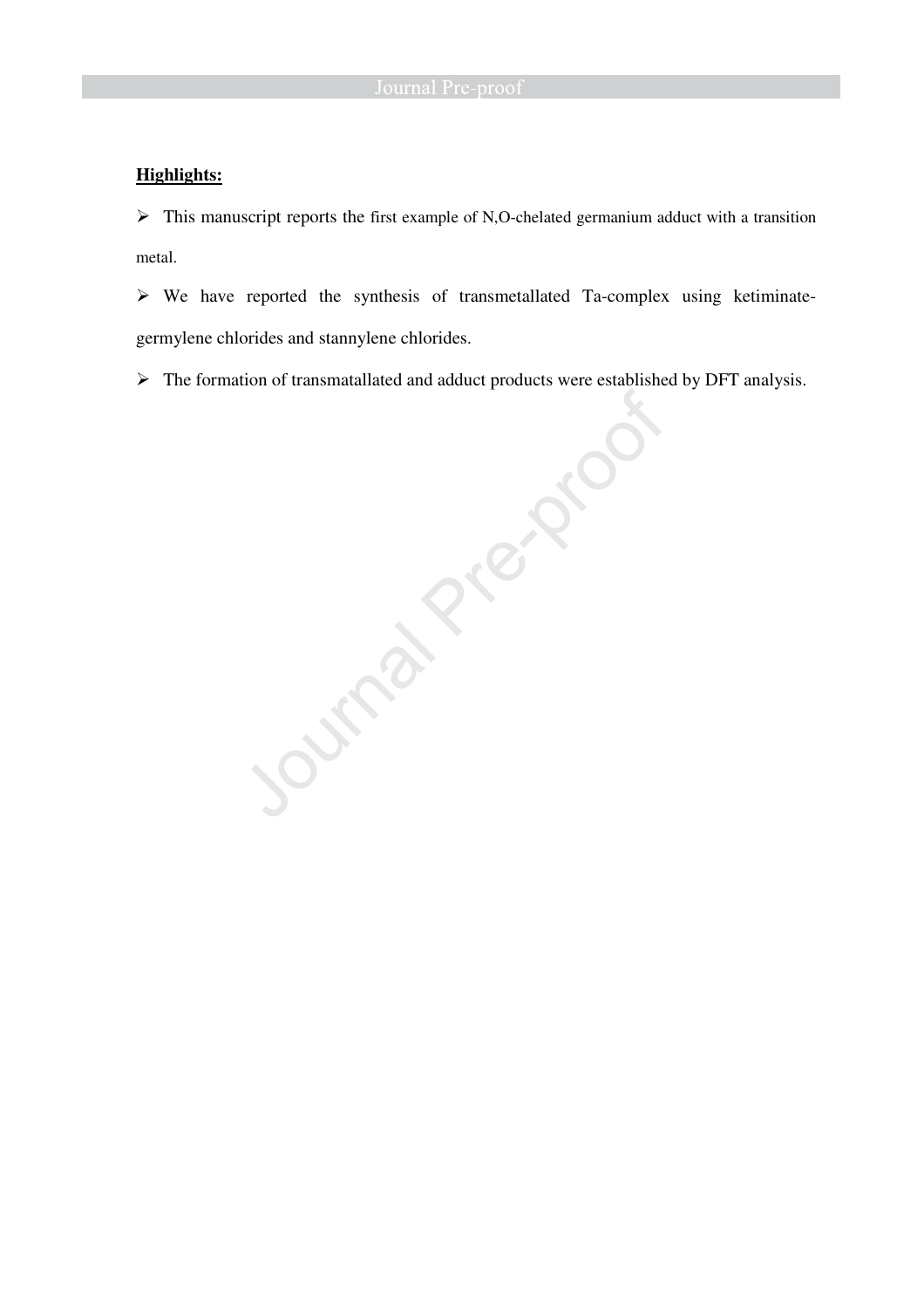**Highlights:**

- This manuscript reports the first example of N,O-chelated germanium adduct with a transition metal.
- We have reported the synthesis of transmetallated Ta-complex using ketiminate-germylene chlorides and stannylene chlorides.
- The formation of transmatallated and adduct products were established by DFT analysis.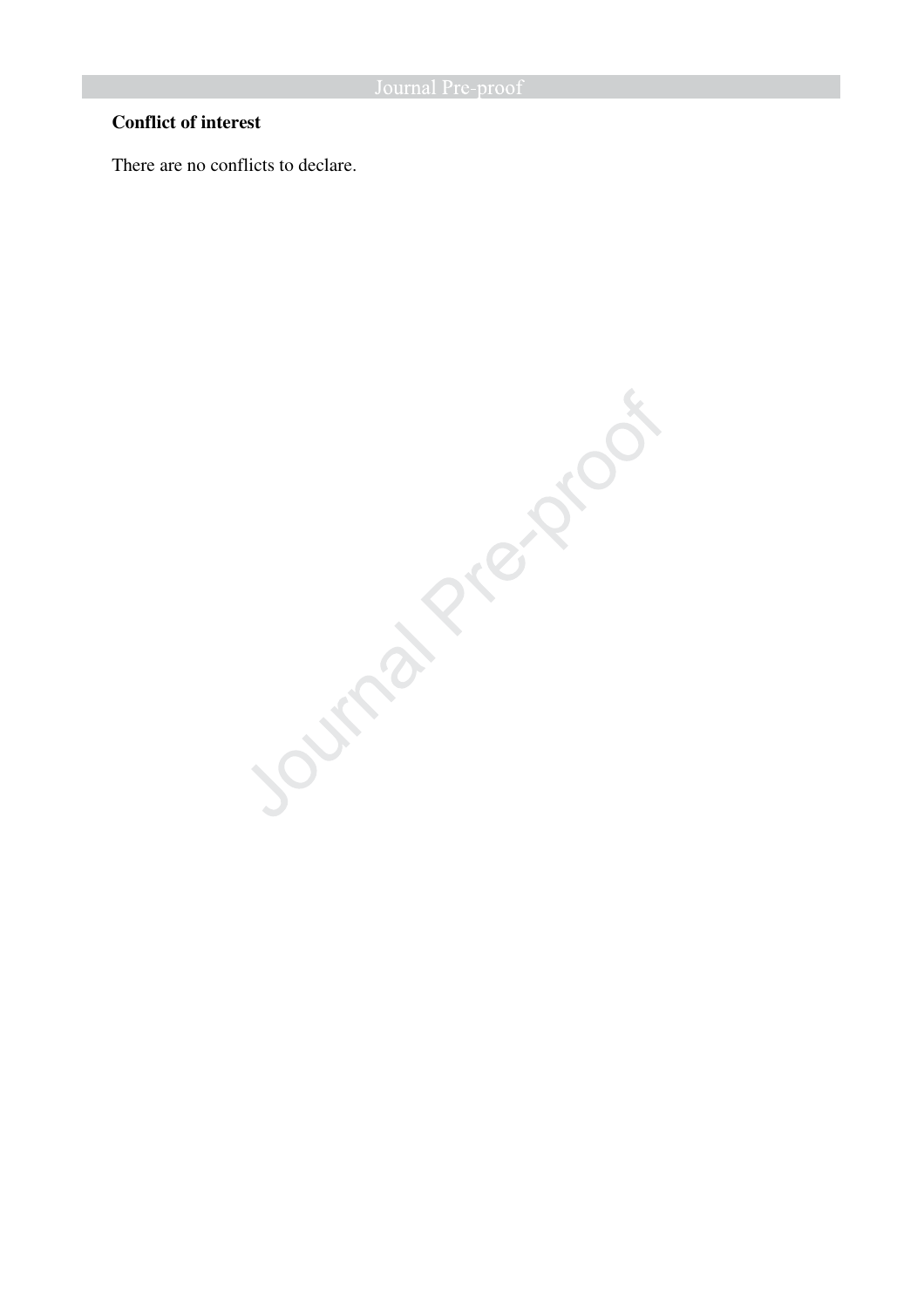**Conflict of interest**

There are no conflicts to declare.